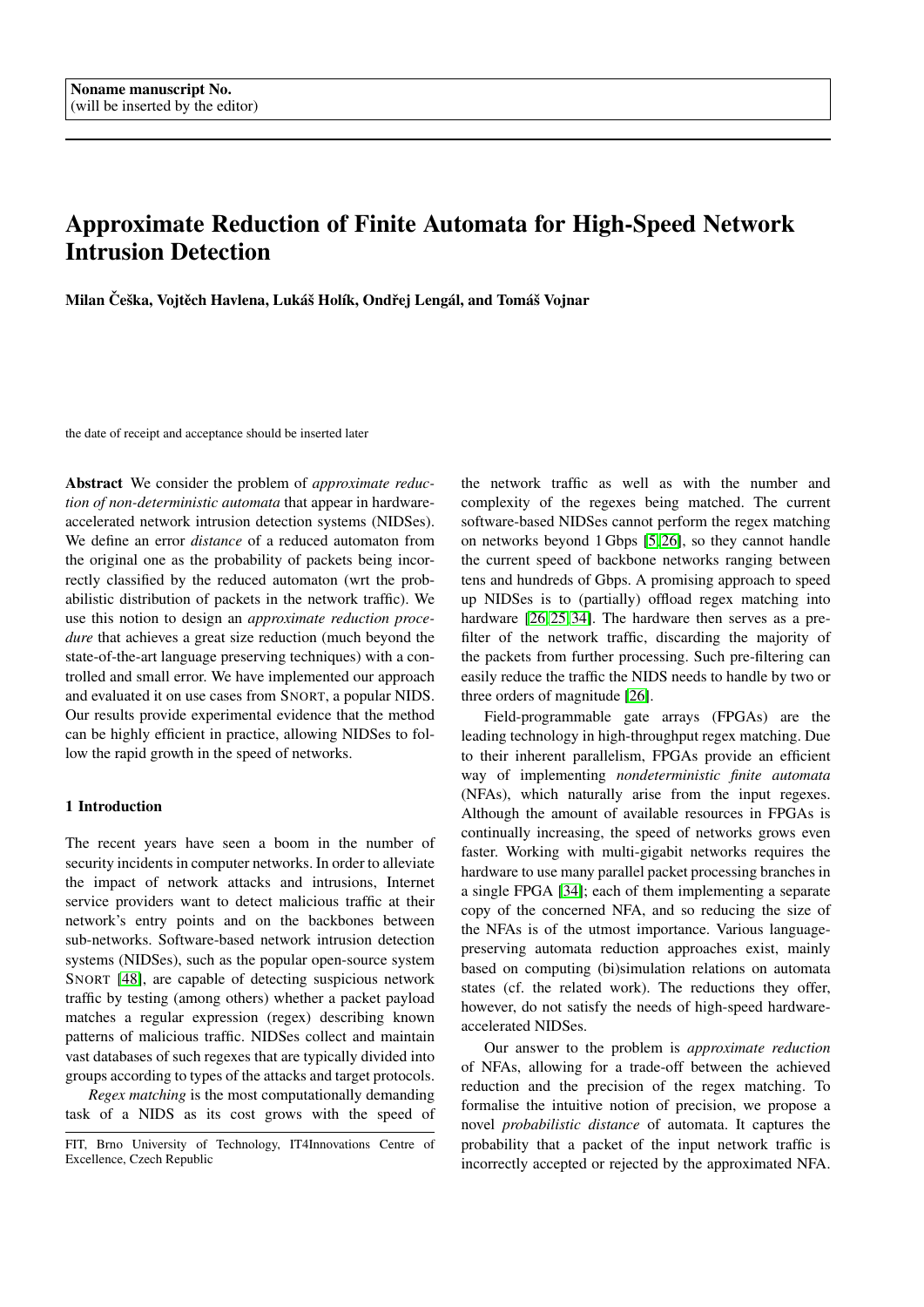Noname manuscript No.
(will be inserted by the editor)

# Approximate Reduction of Finite Automata for High-Speed Network Intrusion Detection

**Milan Češka, Vojtěch Havlena, Lukáš Holík, Ondřej Lengál, and Tomáš Vojnar**

the date of receipt and acceptance should be inserted later

**Abstract** We consider the problem of *approximate reduction of non-deterministic automata* that appear in hardware-accelerated network intrusion detection systems (NIDSes). We define an error *distance* of a reduced automaton from the original one as the probability of packets being incorrectly classified by the reduced automaton (wrt the probabilistic distribution of packets in the network traffic). We use this notion to design an *approximate reduction procedure* that achieves a great size reduction (much beyond the state-of-the-art language preserving techniques) with a controlled and small error. We have implemented our approach and evaluated it on use cases from SNORT, a popular NIDS. Our results provide experimental evidence that the method can be highly efficient in practice, allowing NIDSes to follow the rapid growth in the speed of networks.

## 1 Introduction

The recent years have seen a boom in the number of security incidents in computer networks. In order to alleviate the impact of network attacks and intrusions, Internet service providers want to detect malicious traffic at their network's entry points and on the backbones between sub-networks. Software-based network intrusion detection systems (NIDSes), such as the popular open-source system SNORT [48], are capable of detecting suspicious network traffic by testing (among others) whether a packet payload matches a regular expression (regex) describing known patterns of malicious traffic. NIDSes collect and maintain vast databases of such regexes that are typically divided into groups according to types of the attacks and target protocols.

*Regex matching* is the most computationally demanding task of a NIDS as its cost grows with the speed of the network traffic as well as with the number and complexity of the regexes being matched. The current software-based NIDSes cannot perform the regex matching on networks beyond 1 Gbps [5,26], so they cannot handle the current speed of backbone networks ranging between tens and hundreds of Gbps. A promising approach to speed up NIDSes is to (partially) offload regex matching into hardware [26,25,34]. The hardware then serves as a pre-filter of the network traffic, discarding the majority of the packets from further processing. Such pre-filtering can easily reduce the traffic the NIDS needs to handle by two or three orders of magnitude [26].

Field-programmable gate arrays (FPGAs) are the leading technology in high-throughput regex matching. Due to their inherent parallelism, FPGAs provide an efficient way of implementing *nondeterministic finite automata* (NFAs), which naturally arise from the input regexes. Although the amount of available resources in FPGAs is continually increasing, the speed of networks grows even faster. Working with multi-gigabit networks requires the hardware to use many parallel packet processing branches in a single FPGA [34]; each of them implementing a separate copy of the concerned NFA, and so reducing the size of the NFAs is of the utmost importance. Various language-preserving automata reduction approaches exist, mainly based on computing (bi)simulation relations on automata states (cf. the related work). The reductions they offer, however, do not satisfy the needs of high-speed hardware-accelerated NIDSes.

Our answer to the problem is *approximate reduction* of NFAs, allowing for a trade-off between the achieved reduction and the precision of the regex matching. To formalise the intuitive notion of precision, we propose a novel *probabilistic distance* of automata. It captures the probability that a packet of the input network traffic is incorrectly accepted or rejected by the approximated NFA.

FIT, Brno University of Technology, IT4Innovations Centre of Excellence, Czech Republic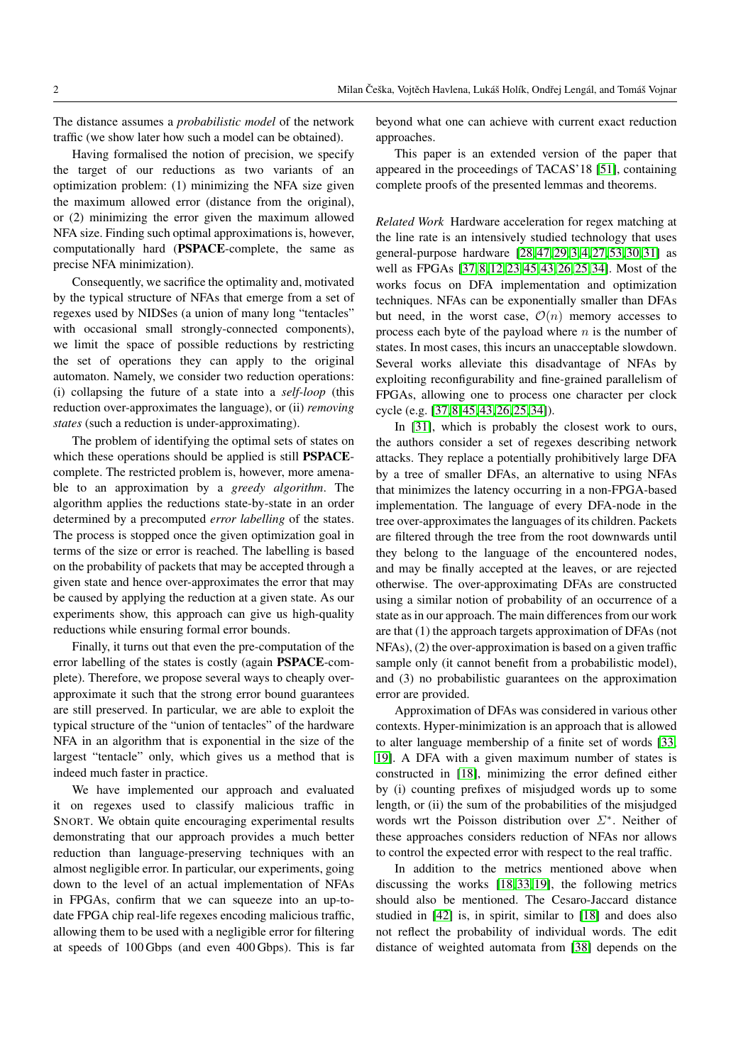The distance assumes a *probabilistic model* of the network traffic (we show later how such a model can be obtained).

Having formalised the notion of precision, we specify the target of our reductions as two variants of an optimization problem: (1) minimizing the NFA size given the maximum allowed error (distance from the original), or (2) minimizing the error given the maximum allowed NFA size. Finding such optimal approximations is, however, computationally hard (**PSPACE**-complete, the same as precise NFA minimization).

Consequently, we sacrifice the optimality and, motivated by the typical structure of NFAs that emerge from a set of regexes used by NIDSes (a union of many long "tentacles" with occasional small strongly-connected components), we limit the space of possible reductions by restricting the set of operations they can apply to the original automaton. Namely, we consider two reduction operations: (i) collapsing the future of a state into a *self-loop* (this reduction over-approximates the language), or (ii) *removing states* (such a reduction is under-approximating).

The problem of identifying the optimal sets of states on which these operations should be applied is still **PSPACE**-complete. The restricted problem is, however, more amenable to an approximation by a *greedy algorithm*. The algorithm applies the reductions state-by-state in an order determined by a precomputed *error labelling* of the states. The process is stopped once the given optimization goal in terms of the size or error is reached. The labelling is based on the probability of packets that may be accepted through a given state and hence over-approximates the error that may be caused by applying the reduction at a given state. As our experiments show, this approach can give us high-quality reductions while ensuring formal error bounds.

Finally, it turns out that even the pre-computation of the error labelling of the states is costly (again **PSPACE**-complete). Therefore, we propose several ways to cheaply over-approximate it such that the strong error bound guarantees are still preserved. In particular, we are able to exploit the typical structure of the "union of tentacles" of the hardware NFA in an algorithm that is exponential in the size of the largest "tentacle" only, which gives us a method that is indeed much faster in practice.

We have implemented our approach and evaluated it on regexes used to classify malicious traffic in SNORT. We obtain quite encouraging experimental results demonstrating that our approach provides a much better reduction than language-preserving techniques with an almost negligible error. In particular, our experiments, going down to the level of an actual implementation of NFAs in FPGAs, confirm that we can squeeze into an up-to-date FPGA chip real-life regexes encoding malicious traffic, allowing them to be used with a negligible error for filtering at speeds of 100 Gbps (and even 400 Gbps). This is far beyond what one can achieve with current exact reduction approaches.

This paper is an extended version of the paper that appeared in the proceedings of TACAS'18 [51], containing complete proofs of the presented lemmas and theorems.

*Related Work* Hardware acceleration for regex matching at the line rate is an intensively studied technology that uses general-purpose hardware [28,47,29,3,4,27,53,30,31] as well as FPGAs [37,8,12,23,45,43,26,25,34]. Most of the works focus on DFA implementation and optimization techniques. NFAs can be exponentially smaller than DFAs but need, in the worst case, $\mathcal{O}(n)$ memory accesses to process each byte of the payload where $n$ is the number of states. In most cases, this incurs an unacceptable slowdown. Several works alleviate this disadvantage of NFAs by exploiting reconfigurability and fine-grained parallelism of FPGAs, allowing one to process one character per clock cycle (e.g. [37,8,45,43,26,25,34]).

In [31], which is probably the closest work to ours, the authors consider a set of regexes describing network attacks. They replace a potentially prohibitively large DFA by a tree of smaller DFAs, an alternative to using NFAs that minimizes the latency occurring in a non-FPGA-based implementation. The language of every DFA-node in the tree over-approximates the languages of its children. Packets are filtered through the tree from the root downwards until they belong to the language of the encountered nodes, and may be finally accepted at the leaves, or are rejected otherwise. The over-approximating DFAs are constructed using a similar notion of probability of an occurrence of a state as in our approach. The main differences from our work are that (1) the approach targets approximation of DFAs (not NFAs), (2) the over-approximation is based on a given traffic sample only (it cannot benefit from a probabilistic model), and (3) no probabilistic guarantees on the approximation error are provided.

Approximation of DFAs was considered in various other contexts. Hyper-minimization is an approach that is allowed to alter language membership of a finite set of words [33,19]. A DFA with a given maximum number of states is constructed in [18], minimizing the error defined either by (i) counting prefixes of misjudged words up to some length, or (ii) the sum of the probabilities of the misjudged words wrt the Poisson distribution over $\Sigma^*$. Neither of these approaches considers reduction of NFAs nor allows to control the expected error with respect to the real traffic.

In addition to the metrics mentioned above when discussing the works [18,33,19], the following metrics should also be mentioned. The Cesaro-Jaccard distance studied in [42] is, in spirit, similar to [18] and does also not reflect the probability of individual words. The edit distance of weighted automata from [38] depends on the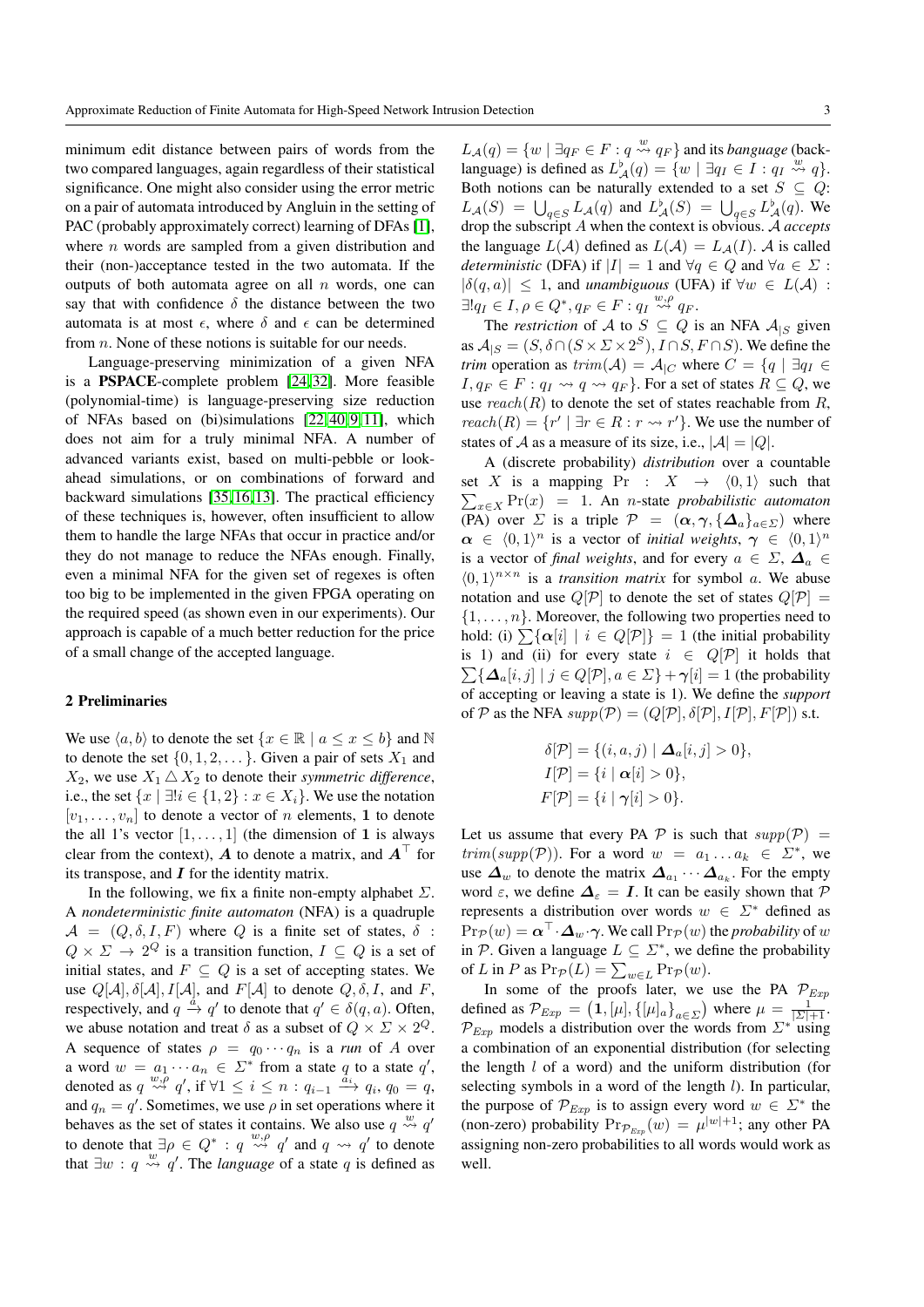minimum edit distance between pairs of words from the two compared languages, again regardless of their statistical significance. One might also consider using the error metric on a pair of automata introduced by Angluin in the setting of PAC (probably approximately correct) learning of DFAs [1], where $n$ words are sampled from a given distribution and their (non-)acceptance tested in the two automata. If the outputs of both automata agree on all $n$ words, one can say that with confidence $\delta$ the distance between the two automata is at most $\epsilon$, where $\delta$ and $\epsilon$ can be determined from $n$. None of these notions is suitable for our needs.

Language-preserving minimization of a given NFA is a **PSPACE**-complete problem [24,32]. More feasible (polynomial-time) is language-preserving size reduction of NFAs based on (bi)simulations [22,40,9,11], which does not aim for a truly minimal NFA. A number of advanced variants exist, based on multi-pebble or look-ahead simulations, or on combinations of forward and backward simulations [35,16,13]. The practical efficiency of these techniques is, however, often insufficient to allow them to handle the large NFAs that occur in practice and/or they do not manage to reduce the NFAs enough. Finally, even a minimal NFA for the given set of regexes is often too big to be implemented in the given FPGA operating on the required speed (as shown even in our experiments). Our approach is capable of a much better reduction for the price of a small change of the accepted language.

## 2 Preliminaries

We use $\langle a, b\rangle$ to denote the set $\{x \in \mathbb{R} \mid a \leq x \leq b\}$ and $\mathbb{N}$ to denote the set $\{0, 1, 2, \dots\}$. Given a pair of sets $X_1$ and $X_2$, we use $X_1 \triangle X_2$ to denote their *symmetric difference*, i.e., the set $\{x \mid \exists! i \in \{1, 2\} : x \in X_i\}$. We use the notation $[v_1, \dots, v_n]$ to denote a vector of $n$ elements, $\mathbf{1}$ to denote the all 1's vector $[1, \dots, 1]$ (the dimension of $\mathbf{1}$ is always clear from the context), $\boldsymbol{A}$ to denote a matrix, and $\boldsymbol{A}^\top$ for its transpose, and $\boldsymbol{I}$ for the identity matrix.

In the following, we fix a finite non-empty alphabet $\Sigma$. A *nondeterministic finite automaton* (NFA) is a quadruple $\mathcal{A} = (Q, \delta, I, F)$ where $Q$ is a finite set of states, $\delta : Q \times \Sigma \to 2^Q$ is a transition function, $I \subseteq Q$ is a set of initial states, and $F \subseteq Q$ is a set of accepting states. We use $Q[\mathcal{A}], \delta[\mathcal{A}], I[\mathcal{A}]$, and $F[\mathcal{A}]$ to denote $Q, \delta, I$, and $F$, respectively, and $q \xrightarrow{a} q'$ to denote that $q' \in \delta(q, a)$. Often, we abuse notation and treat $\delta$ as a subset of $Q \times \Sigma \times 2^Q$. A sequence of states $\rho = q_0 \cdots q_n$ is a *run* of $A$ over a word $w = a_1 \cdots a_n \in \Sigma^*$ from a state $q$ to a state $q'$, denoted as $q \overset{w,\rho}{\rightsquigarrow} q'$, if $\forall 1 \leq i \leq n : q_{i-1} \xrightarrow{a_i} q_i$, $q_0 = q$, and $q_n = q'$. Sometimes, we use $\rho$ in set operations where it behaves as the set of states it contains. We also use $q \overset{w}{\rightsquigarrow} q'$ to denote that $\exists \rho \in Q^* : q \overset{w,\rho}{\rightsquigarrow} q'$ and $q \rightsquigarrow q'$ to denote that $\exists w : q \overset{w}{\rightsquigarrow} q'$. The *language* of a state $q$ is defined as $L_{\mathcal{A}}(q) = \{w \mid \exists q_F \in F : q \overset{w}{\rightsquigarrow} q_F\}$ and its *banguage* (back-language) is defined as $L^\flat_{\mathcal{A}}(q) = \{w \mid \exists q_I \in I : q_I \overset{w}{\rightsquigarrow} q\}$. Both notions can be naturally extended to a set $S \subseteq Q$: $L_{\mathcal{A}}(S) = \bigcup_{q \in S} L_{\mathcal{A}}(q)$ and $L^\flat_{\mathcal{A}}(S) = \bigcup_{q \in S} L^\flat_{\mathcal{A}}(q)$. We drop the subscript $A$ when the context is obvious. $\mathcal{A}$ *accepts* the language $L(\mathcal{A})$ defined as $L(\mathcal{A}) = L_{\mathcal{A}}(I)$. $\mathcal{A}$ is called *deterministic* (DFA) if $|I| = 1$ and $\forall q \in Q$ and $\forall a \in \Sigma$ : $|\delta(q, a)| \leq 1$, and *unambiguous* (UFA) if $\forall w \in L(\mathcal{A})$ : $\exists! q_I \in I, \rho \in Q^*, q_F \in F : q_I \overset{w,\rho}{\rightsquigarrow} q_F$.

The *restriction* of $\mathcal{A}$ to $S \subseteq Q$ is an NFA $\mathcal{A}_{|S}$ given as $\mathcal{A}_{|S} = (S, \delta \cap (S \times \Sigma \times 2^S), I \cap S, F \cap S)$. We define the *trim* operation as $trim(\mathcal{A}) = \mathcal{A}_{|C}$ where $C = \{q \mid \exists q_I \in I, q_F \in F : q_I \rightsquigarrow q \rightsquigarrow q_F\}$. For a set of states $R \subseteq Q$, we use $reach(R)$ to denote the set of states reachable from $R$, $reach(R) = \{r' \mid \exists r \in R : r \rightsquigarrow r'\}$. We use the number of states of $\mathcal{A}$ as a measure of its size, i.e., $|\mathcal{A}| = |Q|$.

A (discrete probability) *distribution* over a countable set $X$ is a mapping $\Pr : X \to \langle 0, 1\rangle$ such that $\sum_{x \in X} \Pr(x) = 1$. An $n$-state *probabilistic automaton* (PA) over $\Sigma$ is a triple $\mathcal{P} = (\boldsymbol{\alpha}, \boldsymbol{\gamma}, \{\boldsymbol{\Delta}_a\}_{a \in \Sigma})$ where $\boldsymbol{\alpha} \in \langle 0, 1\rangle^n$ is a vector of *initial weights*, $\boldsymbol{\gamma} \in \langle 0, 1\rangle^n$ is a vector of *final weights*, and for every $a \in \Sigma$, $\boldsymbol{\Delta}_a \in \langle 0, 1\rangle^{n \times n}$ is a *transition matrix* for symbol $a$. We abuse notation and use $Q[\mathcal{P}]$ to denote the set of states $Q[\mathcal{P}] = \{1, \dots, n\}$. Moreover, the following two properties need to hold: (i) $\sum\{\boldsymbol{\alpha}[i] \mid i \in Q[\mathcal{P}]\} = 1$ (the initial probability is 1) and (ii) for every state $i \in Q[\mathcal{P}]$ it holds that $\sum\{\boldsymbol{\Delta}_a[i, j] \mid j \in Q[\mathcal{P}], a \in \Sigma\} + \boldsymbol{\gamma}[i] = 1$ (the probability of accepting or leaving a state is 1). We define the *support* of $\mathcal{P}$ as the NFA $supp(\mathcal{P}) = (Q[\mathcal{P}], \delta[\mathcal{P}], I[\mathcal{P}], F[\mathcal{P}])$ s.t.

$$
\begin{aligned}
\delta[\mathcal{P}] &= \{(i, a, j) \mid \boldsymbol{\Delta}_a[i, j] > 0\},\\
I[\mathcal{P}] &= \{i \mid \boldsymbol{\alpha}[i] > 0\},\\
F[\mathcal{P}] &= \{i \mid \boldsymbol{\gamma}[i] > 0\}.
\end{aligned}
$$

Let us assume that every PA $\mathcal{P}$ is such that $supp(\mathcal{P}) = trim(supp(\mathcal{P}))$. For a word $w = a_1 \dots a_k \in \Sigma^*$, we use $\boldsymbol{\Delta}_w$ to denote the matrix $\boldsymbol{\Delta}_{a_1} \cdots \boldsymbol{\Delta}_{a_k}$. For the empty word $\varepsilon$, we define $\boldsymbol{\Delta}_\varepsilon = \boldsymbol{I}$. It can be easily shown that $\mathcal{P}$ represents a distribution over words $w \in \Sigma^*$ defined as $\Pr_{\mathcal{P}}(w) = \boldsymbol{\alpha}^\top \cdot \boldsymbol{\Delta}_w \cdot \boldsymbol{\gamma}$. We call $\Pr_{\mathcal{P}}(w)$ the *probability* of $w$ in $\mathcal{P}$. Given a language $L \subseteq \Sigma^*$, we define the probability of $L$ in $P$ as $\Pr_{\mathcal{P}}(L) = \sum_{w \in L} \Pr_{\mathcal{P}}(w)$.

In some of the proofs later, we use the PA $\mathcal{P}_{Exp}$ defined as $\mathcal{P}_{Exp} = \left(\mathbf{1}, [\mu], \{[\mu]_a\}_{a \in \Sigma}\right)$ where $\mu = \frac{1}{|\Sigma|+1}$. $\mathcal{P}_{Exp}$ models a distribution over the words from $\Sigma^*$ using a combination of an exponential distribution (for selecting the length $l$ of a word) and the uniform distribution (for selecting symbols in a word of the length $l$). In particular, the purpose of $\mathcal{P}_{Exp}$ is to assign every word $w \in \Sigma^*$ the (non-zero) probability $\Pr_{\mathcal{P}_{Exp}}(w) = \mu^{|w|+1}$; any other PA assigning non-zero probabilities to all words would work as well.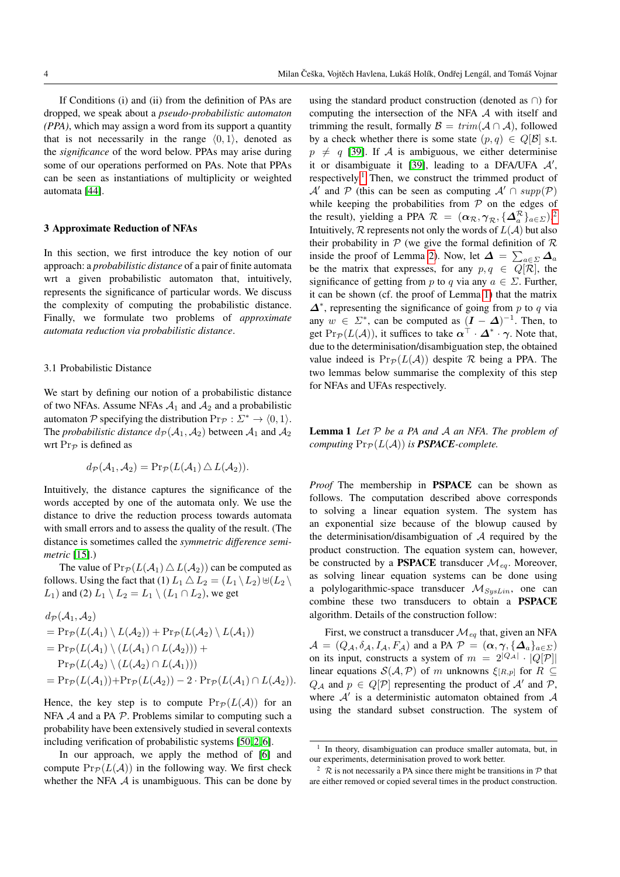If Conditions (i) and (ii) from the definition of PAs are dropped, we speak about a *pseudo-probabilistic automaton (PPA)*, which may assign a word from its support a quantity that is not necessarily in the range $\langle 0, 1 \rangle$, denoted as the *significance* of the word below. PPAs may arise during some of our operations performed on PAs. Note that PPAs can be seen as instantiations of multiplicity or weighted automata [44].

## 3 Approximate Reduction of NFAs

In this section, we first introduce the key notion of our approach: a *probabilistic distance* of a pair of finite automata wrt a given probabilistic automaton that, intuitively, represents the significance of particular words. We discuss the complexity of computing the probabilistic distance. Finally, we formulate two problems of *approximate automata reduction via probabilistic distance*.

### 3.1 Probabilistic Distance

We start by defining our notion of a probabilistic distance of two NFAs. Assume NFAs $\mathcal{A}_1$ and $\mathcal{A}_2$ and a probabilistic automaton $\mathcal{P}$ specifying the distribution $\Pr_{\mathcal{P}} : \Sigma^* \to \langle 0, 1 \rangle$. The *probabilistic distance* $d_{\mathcal{P}}(\mathcal{A}_1, \mathcal{A}_2)$ between $\mathcal{A}_1$ and $\mathcal{A}_2$ wrt $\Pr_{\mathcal{P}}$ is defined as

$$d_{\mathcal{P}}(\mathcal{A}_1, \mathcal{A}_2) = \Pr_{\mathcal{P}}(L(\mathcal{A}_1) \triangle L(\mathcal{A}_2)).$$

Intuitively, the distance captures the significance of the words accepted by one of the automata only. We use the distance to drive the reduction process towards automata with small errors and to assess the quality of the result. (The distance is sometimes called the *symmetric difference semi-metric* [15].)

The value of $\Pr_{\mathcal{P}}(L(\mathcal{A}_1) \triangle L(\mathcal{A}_2))$ can be computed as follows. Using the fact that (1) $L_1 \triangle L_2 = (L_1 \setminus L_2) \uplus (L_2 \setminus L_1)$ and (2) $L_1 \setminus L_2 = L_1 \setminus (L_1 \cap L_2)$, we get

$$\begin{aligned}
&d_{\mathcal{P}}(\mathcal{A}_1, \mathcal{A}_2) \\
&= \Pr_{\mathcal{P}}(L(\mathcal{A}_1) \setminus L(\mathcal{A}_2)) + \Pr_{\mathcal{P}}(L(\mathcal{A}_2) \setminus L(\mathcal{A}_1)) \\
&= \Pr_{\mathcal{P}}(L(\mathcal{A}_1) \setminus (L(\mathcal{A}_1) \cap L(\mathcal{A}_2))) + \\
&\quad \Pr_{\mathcal{P}}(L(\mathcal{A}_2) \setminus (L(\mathcal{A}_2) \cap L(\mathcal{A}_1))) \\
&= \Pr_{\mathcal{P}}(L(\mathcal{A}_1)) + \Pr_{\mathcal{P}}(L(\mathcal{A}_2)) - 2 \cdot \Pr_{\mathcal{P}}(L(\mathcal{A}_1) \cap L(\mathcal{A}_2)).
\end{aligned}$$

Hence, the key step is to compute $\Pr_{\mathcal{P}}(L(\mathcal{A}))$ for an NFA $\mathcal{A}$ and a PA $\mathcal{P}$. Problems similar to computing such a probability have been extensively studied in several contexts including verification of probabilistic systems [50,2,6].

In our approach, we apply the method of [6] and compute $\Pr_{\mathcal{P}}(L(\mathcal{A}))$ in the following way. We first check whether the NFA $\mathcal{A}$ is unambiguous. This can be done by using the standard product construction (denoted as $\cap$) for computing the intersection of the NFA $\mathcal{A}$ with itself and trimming the result, formally $\mathcal{B} = trim(\mathcal{A} \cap \mathcal{A})$, followed by a check whether there is some state $(p, q) \in Q[\mathcal{B}]$ s.t. $p \neq q$ [39]. If $\mathcal{A}$ is ambiguous, we either determinise it or disambiguate it [39], leading to a DFA/UFA $\mathcal{A}'$, respectively.[1] Then, we construct the trimmed product of $\mathcal{A}'$ and $\mathcal{P}$ (this can be seen as computing $\mathcal{A}' \cap supp(\mathcal{P})$ while keeping the probabilities from $\mathcal{P}$ on the edges of the result), yielding a PPA $\mathcal{R} = (\boldsymbol{\alpha}_{\mathcal{R}}, \boldsymbol{\gamma}_{\mathcal{R}}, \{\boldsymbol{\Delta}_a^{\mathcal{R}}\}_{a \in \Sigma})$.[2] Intuitively, $\mathcal{R}$ represents not only the words of $L(\mathcal{A})$ but also their probability in $\mathcal{P}$ (we give the formal definition of $\mathcal{R}$ inside the proof of Lemma 2). Now, let $\boldsymbol{\Delta} = \sum_{a \in \Sigma} \boldsymbol{\Delta}_a$ be the matrix that expresses, for any $p, q \in Q[\mathcal{R}]$, the significance of getting from $p$ to $q$ via any $a \in \Sigma$. Further, it can be shown (cf. the proof of Lemma 1) that the matrix $\boldsymbol{\Delta}^*$, representing the significance of going from $p$ to $q$ via any $w \in \Sigma^*$, can be computed as $(\boldsymbol{I} - \boldsymbol{\Delta})^{-1}$. Then, to get $\Pr_{\mathcal{P}}(L(\mathcal{A}))$, it suffices to take $\boldsymbol{\alpha}^\top \cdot \boldsymbol{\Delta}^* \cdot \boldsymbol{\gamma}$. Note that, due to the determinisation/disambiguation step, the obtained value indeed is $\Pr_{\mathcal{P}}(L(\mathcal{A}))$ despite $\mathcal{R}$ being a PPA. The two lemmas below summarise the complexity of this step for NFAs and UFAs respectively.

**Lemma 1** *Let $\mathcal{P}$ be a PA and $\mathcal{A}$ an NFA. The problem of computing $\Pr_{\mathcal{P}}(L(\mathcal{A}))$ is* ***PSPACE****-complete.*

*Proof* The membership in **PSPACE** can be shown as follows. The computation described above corresponds to solving a linear equation system. The system has an exponential size because of the blowup caused by the determinisation/disambiguation of $\mathcal{A}$ required by the product construction. The equation system can, however, be constructed by a **PSPACE** transducer $\mathcal{M}_{eq}$. Moreover, as solving linear equation systems can be done using a polylogarithmic-space transducer $\mathcal{M}_{SysLin}$, one can combine these two transducers to obtain a **PSPACE** algorithm. Details of the construction follow:

First, we construct a transducer $\mathcal{M}_{eq}$ that, given an NFA $\mathcal{A} = (Q_{\mathcal{A}}, \delta_{\mathcal{A}}, I_{\mathcal{A}}, F_{\mathcal{A}})$ and a PA $\mathcal{P} = (\boldsymbol{\alpha}, \boldsymbol{\gamma}, \{\boldsymbol{\Delta}_a\}_{a \in \Sigma})$ on its input, constructs a system of $m = 2^{|Q_{\mathcal{A}}|} \cdot |Q[\mathcal{P}]|$ linear equations $\mathcal{S}(\mathcal{A}, \mathcal{P})$ of $m$ unknowns $\xi_{[R,p]}$ for $R \subseteq Q_{\mathcal{A}}$ and $p \in Q[\mathcal{P}]$ representing the product of $\mathcal{A}'$ and $\mathcal{P}$, where $\mathcal{A}'$ is a deterministic automaton obtained from $\mathcal{A}$ using the standard subset construction. The system of

[1] In theory, disambiguation can produce smaller automata, but, in our experiments, determinisation proved to work better.

[2] $\mathcal{R}$ is not necessarily a PA since there might be transitions in $\mathcal{P}$ that are either removed or copied several times in the product construction.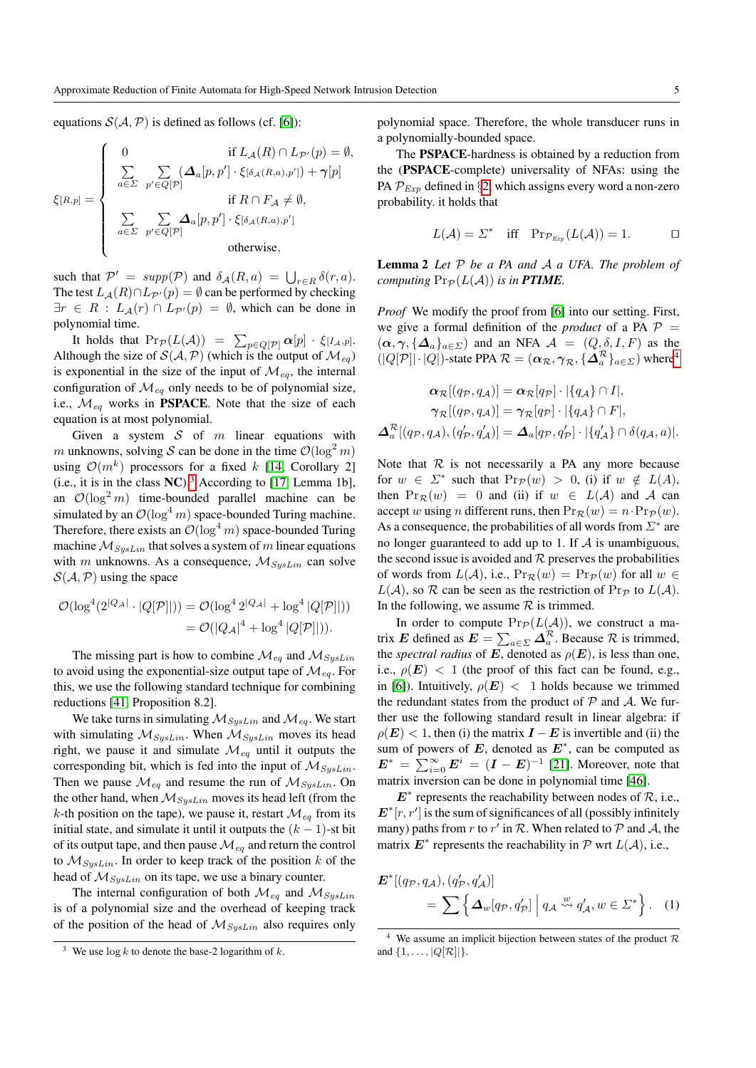equations $\mathcal{S}(\mathcal{A}, \mathcal{P})$ is defined as follows (cf. [6]):

$$
\xi_{[R,p]} = \begin{cases} 0 & \text{if } L_{\mathcal{A}}(R) \cap L_{\mathcal{P}'}(p) = \emptyset, \\ \sum_{a \in \Sigma} \sum_{p' \in Q[\mathcal{P}]} (\boldsymbol{\Delta}_a[p,p'] \cdot \xi_{[\delta_{\mathcal{A}}(R,a),p']}) + \boldsymbol{\gamma}[p] & \\ & \text{if } R \cap F_{\mathcal{A}} \neq \emptyset, \\ \sum_{a \in \Sigma} \sum_{p' \in Q[\mathcal{P}]} \boldsymbol{\Delta}_a[p,p'] \cdot \xi_{[\delta_{\mathcal{A}}(R,a),p']} & \\ & \text{otherwise}, \end{cases}
$$

such that $\mathcal{P}' = supp(\mathcal{P})$ and $\delta_{\mathcal{A}}(R, a) = \bigcup_{r \in R} \delta(r, a)$. The test $L_{\mathcal{A}}(R) \cap L_{\mathcal{P}'}(p) = \emptyset$ can be performed by checking $\exists r \in R : L_{\mathcal{A}}(r) \cap L_{\mathcal{P}'}(p) = \emptyset$, which can be done in polynomial time.

It holds that $\Pr_{\mathcal{P}}(L(\mathcal{A})) = \sum_{p \in Q[\mathcal{P}]} \boldsymbol{\alpha}[p] \cdot \xi_{[I_{\mathcal{A}},p]}$. Although the size of $\mathcal{S}(\mathcal{A}, \mathcal{P})$ (which is the output of $\mathcal{M}_{eq}$) is exponential in the size of the input of $\mathcal{M}_{eq}$, the internal configuration of $\mathcal{M}_{eq}$ only needs to be of polynomial size, i.e., $\mathcal{M}_{eq}$ works in **PSPACE**. Note that the size of each equation is at most polynomial.

Given a system $\mathcal{S}$ of $m$ linear equations with $m$ unknowns, solving $\mathcal{S}$ can be done in the time $\mathcal{O}(\log^2 m)$ using $\mathcal{O}(m^k)$ processors for a fixed $k$ [14, Corollary 2] (i.e., it is in the class **NC**).[3] According to [17, Lemma 1b], an $\mathcal{O}(\log^2 m)$ time-bounded parallel machine can be simulated by an $\mathcal{O}(\log^4 m)$ space-bounded Turing machine. Therefore, there exists an $\mathcal{O}(\log^4 m)$ space-bounded Turing machine $\mathcal{M}_{SysLin}$ that solves a system of $m$ linear equations with $m$ unknowns. As a consequence, $\mathcal{M}_{SysLin}$ can solve $\mathcal{S}(\mathcal{A}, \mathcal{P})$ using the space

$$
\begin{aligned}
\mathcal{O}(\log^4(2^{|Q_{\mathcal{A}}|} \cdot |Q[\mathcal{P}]|)) &= \mathcal{O}(\log^4 2^{|Q_{\mathcal{A}}|} + \log^4 |Q[\mathcal{P}]|)) \\
&= \mathcal{O}(|Q_{\mathcal{A}}|^4 + \log^4 |Q[\mathcal{P}]|)).
\end{aligned}
$$

The missing part is how to combine $\mathcal{M}_{eq}$ and $\mathcal{M}_{SysLin}$ to avoid using the exponential-size output tape of $\mathcal{M}_{eq}$. For this, we use the following standard technique for combining reductions [41, Proposition 8.2].

We take turns in simulating $\mathcal{M}_{SysLin}$ and $\mathcal{M}_{eq}$. We start with simulating $\mathcal{M}_{SysLin}$. When $\mathcal{M}_{SysLin}$ moves its head right, we pause it and simulate $\mathcal{M}_{eq}$ until it outputs the corresponding bit, which is fed into the input of $\mathcal{M}_{SysLin}$. Then we pause $\mathcal{M}_{eq}$ and resume the run of $\mathcal{M}_{SysLin}$. On the other hand, when $\mathcal{M}_{SysLin}$ moves its head left (from the $k$-th position on the tape), we pause it, restart $\mathcal{M}_{eq}$ from its initial state, and simulate it until it outputs the $(k-1)$-st bit of its output tape, and then pause $\mathcal{M}_{eq}$ and return the control to $\mathcal{M}_{SysLin}$. In order to keep track of the position $k$ of the head of $\mathcal{M}_{SysLin}$ on its tape, we use a binary counter.

The internal configuration of both $\mathcal{M}_{eq}$ and $\mathcal{M}_{SysLin}$ is of a polynomial size and the overhead of keeping track of the position of the head of $\mathcal{M}_{SysLin}$ also requires only polynomial space. Therefore, the whole transducer runs in a polynomially-bounded space.

The **PSPACE**-hardness is obtained by a reduction from the (**PSPACE**-complete) universality of NFAs: using the PA $\mathcal{P}_{Exp}$ defined in §2, which assigns every word a non-zero probability. it holds that

$$
L(\mathcal{A}) = \Sigma^* \quad \text{iff} \quad \Pr_{\mathcal{P}_{Exp}}(L(\mathcal{A})) = 1. \qquad \square
$$

**Lemma 2** *Let $\mathcal{P}$ be a PA and $\mathcal{A}$ a UFA. The problem of computing $\Pr_{\mathcal{P}}(L(\mathcal{A}))$ is in **PTIME**.*

*Proof* We modify the proof from [6] into our setting. First, we give a formal definition of the *product* of a PA $\mathcal{P} = (\boldsymbol{\alpha}, \boldsymbol{\gamma}, \{\boldsymbol{\Delta}_a\}_{a \in \Sigma})$ and an NFA $\mathcal{A} = (Q, \delta, I, F)$ as the $(|Q[\mathcal{P}]| \cdot |Q|)$-state PPA $\mathcal{R} = (\boldsymbol{\alpha}_{\mathcal{R}}, \boldsymbol{\gamma}_{\mathcal{R}}, \{\boldsymbol{\Delta}_a^{\mathcal{R}}\}_{a \in \Sigma})$ where[4]

$$
\begin{aligned}
\boldsymbol{\alpha}_{\mathcal{R}}[(q_{\mathcal{P}}, q_{\mathcal{A}})] &= \boldsymbol{\alpha}_{\mathcal{R}}[q_{\mathcal{P}}] \cdot |\{q_{\mathcal{A}}\} \cap I|, \\
\boldsymbol{\gamma}_{\mathcal{R}}[(q_{\mathcal{P}}, q_{\mathcal{A}})] &= \boldsymbol{\gamma}_{\mathcal{R}}[q_{\mathcal{P}}] \cdot |\{q_{\mathcal{A}}\} \cap F|, \\
\boldsymbol{\Delta}_a^{\mathcal{R}}[(q_{\mathcal{P}}, q_{\mathcal{A}}), (q'_{\mathcal{P}}, q'_{\mathcal{A}})] &= \boldsymbol{\Delta}_a[q_{\mathcal{P}}, q'_{\mathcal{P}}] \cdot |\{q'_{\mathcal{A}}\} \cap \delta(q_{\mathcal{A}}, a)|.
\end{aligned}
$$

Note that $\mathcal{R}$ is not necessarily a PA any more because for $w \in \Sigma^*$ such that $\Pr_{\mathcal{P}}(w) > 0$, (i) if $w \notin L(\mathcal{A})$, then $\Pr_{\mathcal{R}}(w) = 0$ and (ii) if $w \in L(\mathcal{A})$ and $\mathcal{A}$ can accept $w$ using $n$ different runs, then $\Pr_{\mathcal{R}}(w) = n \cdot \Pr_{\mathcal{P}}(w)$. As a consequence, the probabilities of all words from $\Sigma^*$ are no longer guaranteed to add up to 1. If $\mathcal{A}$ is unambiguous, the second issue is avoided and $\mathcal{R}$ preserves the probabilities of words from $L(\mathcal{A})$, i.e., $\Pr_{\mathcal{R}}(w) = \Pr_{\mathcal{P}}(w)$ for all $w \in L(\mathcal{A})$, so $\mathcal{R}$ can be seen as the restriction of $\Pr_{\mathcal{P}}$ to $L(\mathcal{A})$. In the following, we assume $\mathcal{R}$ is trimmed.

In order to compute $\Pr_{\mathcal{P}}(L(\mathcal{A}))$, we construct a matrix $\boldsymbol{E}$ defined as $\boldsymbol{E} = \sum_{a \in \Sigma} \boldsymbol{\Delta}_a^{\mathcal{R}}$. Because $\mathcal{R}$ is trimmed, the *spectral radius* of $\boldsymbol{E}$, denoted as $\rho(\boldsymbol{E})$, is less than one, i.e., $\rho(\boldsymbol{E}) < 1$ (the proof of this fact can be found, e.g., in [6]). Intuitively, $\rho(\boldsymbol{E}) < 1$ holds because we trimmed the redundant states from the product of $\mathcal{P}$ and $\mathcal{A}$. We further use the following standard result in linear algebra: if $\rho(\boldsymbol{E}) < 1$, then (i) the matrix $\boldsymbol{I} - \boldsymbol{E}$ is invertible and (ii) the sum of powers of $\boldsymbol{E}$, denoted as $\boldsymbol{E}^*$, can be computed as $\boldsymbol{E}^* = \sum_{i=0}^{\infty} \boldsymbol{E}^i = (\boldsymbol{I} - \boldsymbol{E})^{-1}$ [21]. Moreover, note that matrix inversion can be done in polynomial time [46].

$\boldsymbol{E}^*$ represents the reachability between nodes of $\mathcal{R}$, i.e., $\boldsymbol{E}^*[r, r']$ is the sum of significances of all (possibly infinitely many) paths from $r$ to $r'$ in $\mathcal{R}$. When related to $\mathcal{P}$ and $\mathcal{A}$, the matrix $\boldsymbol{E}^*$ represents the reachability in $\mathcal{P}$ wrt $L(\mathcal{A})$, i.e.,

$$
\begin{aligned}
&\boldsymbol{E}^*[(q_{\mathcal{P}}, q_{\mathcal{A}}), (q'_{\mathcal{P}}, q'_{\mathcal{A}})] \\
&\qquad = \sum \left\{ \boldsymbol{\Delta}_w[q_{\mathcal{P}}, q'_{\mathcal{P}}] \;\middle|\; q_{\mathcal{A}} \overset{w}{\rightsquigarrow} q'_{\mathcal{A}}, w \in \Sigma^* \right\}. \quad (1)
\end{aligned}
$$

---

[3] We use $\log k$ to denote the base-2 logarithm of $k$.

[4] We assume an implicit bijection between states of the product $\mathcal{R}$ and $\{1, \ldots, |Q[\mathcal{R}]|\}$.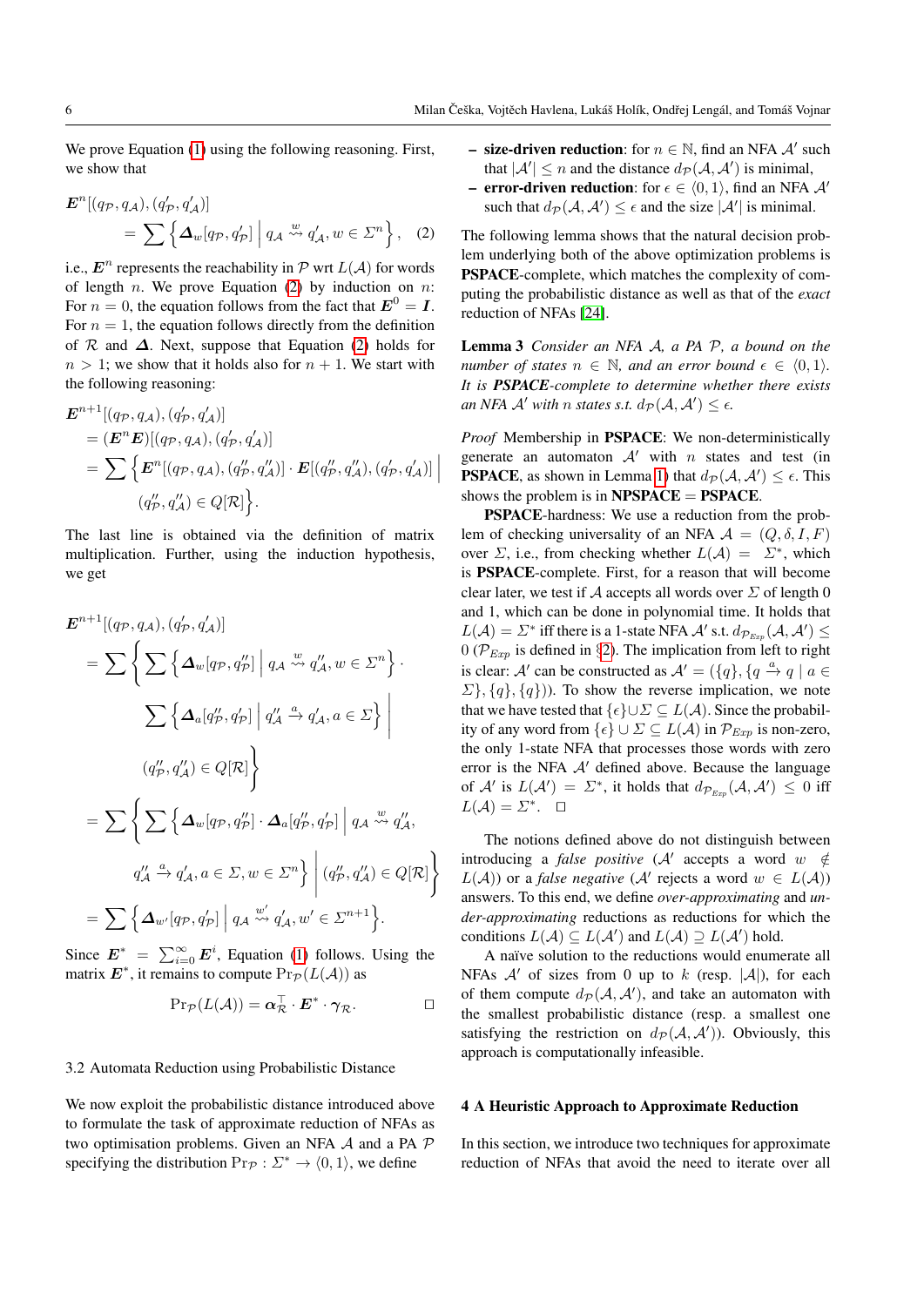We prove Equation (1) using the following reasoning. First, we show that

$$\boldsymbol{E}^n[(q_{\mathcal{P}}, q_{\mathcal{A}}), (q'_{\mathcal{P}}, q'_{\mathcal{A}})] = \sum \left\{ \boldsymbol{\Delta}_w[q_{\mathcal{P}}, q'_{\mathcal{P}}] \;\middle|\; q_{\mathcal{A}} \overset{w}{\rightsquigarrow} q'_{\mathcal{A}}, w \in \Sigma^n \right\}, \quad (2)$$

i.e., $\boldsymbol{E}^n$ represents the reachability in $\mathcal{P}$ wrt $L(\mathcal{A})$ for words of length $n$. We prove Equation (2) by induction on $n$: For $n = 0$, the equation follows from the fact that $\boldsymbol{E}^0 = \boldsymbol{I}$. For $n = 1$, the equation follows directly from the definition of $\mathcal{R}$ and $\boldsymbol{\Delta}$. Next, suppose that Equation (2) holds for $n > 1$; we show that it holds also for $n + 1$. We start with the following reasoning:

$$\begin{aligned}
&\boldsymbol{E}^{n+1}[(q_{\mathcal{P}}, q_{\mathcal{A}}), (q'_{\mathcal{P}}, q'_{\mathcal{A}})] \\
&= (\boldsymbol{E}^n \boldsymbol{E})[(q_{\mathcal{P}}, q_{\mathcal{A}}), (q'_{\mathcal{P}}, q'_{\mathcal{A}})] \\
&= \sum \Big\{ \boldsymbol{E}^n[(q_{\mathcal{P}}, q_{\mathcal{A}}), (q''_{\mathcal{P}}, q''_{\mathcal{A}})] \cdot \boldsymbol{E}[(q''_{\mathcal{P}}, q''_{\mathcal{A}}), (q'_{\mathcal{P}}, q'_{\mathcal{A}})] \;\Big|\; (q''_{\mathcal{P}}, q''_{\mathcal{A}}) \in Q[\mathcal{R}] \Big\}.
\end{aligned}$$

The last line is obtained via the definition of matrix multiplication. Further, using the induction hypothesis, we get

$$\begin{aligned}
&\boldsymbol{E}^{n+1}[(q_{\mathcal{P}}, q_{\mathcal{A}}), (q'_{\mathcal{P}}, q'_{\mathcal{A}})] \\
&= \sum \left\{ \sum \left\{ \boldsymbol{\Delta}_w[q_{\mathcal{P}}, q''_{\mathcal{P}}] \;\middle|\; q_{\mathcal{A}} \overset{w}{\rightsquigarrow} q''_{\mathcal{A}}, w \in \Sigma^n \right\} \cdot \sum \left\{ \boldsymbol{\Delta}_a[q''_{\mathcal{P}}, q'_{\mathcal{P}}] \;\middle|\; q''_{\mathcal{A}} \xrightarrow{a} q'_{\mathcal{A}}, a \in \Sigma \right\} \;\middle|\; (q''_{\mathcal{P}}, q''_{\mathcal{A}}) \in Q[\mathcal{R}] \right\} \\
&= \sum \left\{ \sum \left\{ \boldsymbol{\Delta}_w[q_{\mathcal{P}}, q''_{\mathcal{P}}] \cdot \boldsymbol{\Delta}_a[q''_{\mathcal{P}}, q'_{\mathcal{P}}] \;\middle|\; q_{\mathcal{A}} \overset{w}{\rightsquigarrow} q''_{\mathcal{A}}, q''_{\mathcal{A}} \xrightarrow{a} q'_{\mathcal{A}}, a \in \Sigma, w \in \Sigma^n \right\} \;\middle|\; (q''_{\mathcal{P}}, q''_{\mathcal{A}}) \in Q[\mathcal{R}] \right\} \\
&= \sum \left\{ \boldsymbol{\Delta}_{w'}[q_{\mathcal{P}}, q'_{\mathcal{P}}] \;\middle|\; q_{\mathcal{A}} \overset{w'}{\rightsquigarrow} q'_{\mathcal{A}}, w' \in \Sigma^{n+1} \right\}.
\end{aligned}$$

Since $\boldsymbol{E}^* = \sum_{i=0}^{\infty} \boldsymbol{E}^i$, Equation (1) follows. Using the matrix $\boldsymbol{E}^*$, it remains to compute $\Pr_{\mathcal{P}}(L(\mathcal{A}))$ as

$$\Pr_{\mathcal{P}}(L(\mathcal{A})) = \boldsymbol{\alpha}_{\mathcal{R}}^{\top} \cdot \boldsymbol{E}^* \cdot \boldsymbol{\gamma}_{\mathcal{R}}. \qquad \square$$

### 3.2 Automata Reduction using Probabilistic Distance

We now exploit the probabilistic distance introduced above to formulate the task of approximate reduction of NFAs as two optimisation problems. Given an NFA $\mathcal{A}$ and a PA $\mathcal{P}$ specifying the distribution $\Pr_{\mathcal{P}} : \Sigma^* \to \langle 0, 1 \rangle$, we define

- **size-driven reduction**: for $n \in \mathbb{N}$, find an NFA $\mathcal{A}'$ such that $|\mathcal{A}'| \leq n$ and the distance $d_{\mathcal{P}}(\mathcal{A}, \mathcal{A}')$ is minimal,
- **error-driven reduction**: for $\epsilon \in \langle 0, 1 \rangle$, find an NFA $\mathcal{A}'$ such that $d_{\mathcal{P}}(\mathcal{A}, \mathcal{A}') \leq \epsilon$ and the size $|\mathcal{A}'|$ is minimal.

The following lemma shows that the natural decision problem underlying both of the above optimization problems is **PSPACE**-complete, which matches the complexity of computing the probabilistic distance as well as that of the *exact* reduction of NFAs [24].

**Lemma 3** *Consider an NFA $\mathcal{A}$, a PA $\mathcal{P}$, a bound on the number of states $n \in \mathbb{N}$, and an error bound $\epsilon \in \langle 0, 1 \rangle$. It is **PSPACE**-complete to determine whether there exists an NFA $\mathcal{A}'$ with $n$ states s.t. $d_{\mathcal{P}}(\mathcal{A}, \mathcal{A}') \leq \epsilon$.*

*Proof* Membership in **PSPACE**: We non-deterministically generate an automaton $\mathcal{A}'$ with $n$ states and test (in **PSPACE**, as shown in Lemma 1) that $d_{\mathcal{P}}(\mathcal{A}, \mathcal{A}') \leq \epsilon$. This shows the problem is in **NPSPACE** = **PSPACE**.

**PSPACE**-hardness: We use a reduction from the problem of checking universality of an NFA $\mathcal{A} = (Q, \delta, I, F)$ over $\Sigma$, i.e., from checking whether $L(\mathcal{A}) = \Sigma^*$, which is **PSPACE**-complete. First, for a reason that will become clear later, we test if $\mathcal{A}$ accepts all words over $\Sigma$ of length 0 and 1, which can be done in polynomial time. It holds that $L(\mathcal{A}) = \Sigma^*$ iff there is a 1-state NFA $\mathcal{A}'$ s.t. $d_{\mathcal{P}_{Exp}}(\mathcal{A}, \mathcal{A}') \leq 0$ ($\mathcal{P}_{Exp}$ is defined in §2). The implication from left to right is clear: $\mathcal{A}'$ can be constructed as $\mathcal{A}' = (\{q\}, \{q \xrightarrow{a} q \mid a \in \Sigma\}, \{q\}, \{q\}))$. To show the reverse implication, we note that we have tested that $\{\epsilon\} \cup \Sigma \subseteq L(\mathcal{A})$. Since the probability of any word from $\{\epsilon\} \cup \Sigma \subseteq L(\mathcal{A})$ in $\mathcal{P}_{Exp}$ is non-zero, the only 1-state NFA that processes those words with zero error is the NFA $\mathcal{A}'$ defined above. Because the language of $\mathcal{A}'$ is $L(\mathcal{A}') = \Sigma^*$, it holds that $d_{\mathcal{P}_{Exp}}(\mathcal{A}, \mathcal{A}') \leq 0$ iff $L(\mathcal{A}) = \Sigma^*$. $\square$

The notions defined above do not distinguish between introducing a *false positive* ($\mathcal{A}'$ accepts a word $w \notin L(\mathcal{A})$) or a *false negative* ($\mathcal{A}'$ rejects a word $w \in L(\mathcal{A})$) answers. To this end, we define *over-approximating* and *under-approximating* reductions as reductions for which the conditions $L(\mathcal{A}) \subseteq L(\mathcal{A}')$ and $L(\mathcal{A}) \supseteq L(\mathcal{A}')$ hold.

A naïve solution to the reductions would enumerate all NFAs $\mathcal{A}'$ of sizes from 0 up to $k$ (resp. $|\mathcal{A}|$), for each of them compute $d_{\mathcal{P}}(\mathcal{A}, \mathcal{A}')$, and take an automaton with the smallest probabilistic distance (resp. a smallest one satisfying the restriction on $d_{\mathcal{P}}(\mathcal{A}, \mathcal{A}')$). Obviously, this approach is computationally infeasible.

## 4 A Heuristic Approach to Approximate Reduction

In this section, we introduce two techniques for approximate reduction of NFAs that avoid the need to iterate over all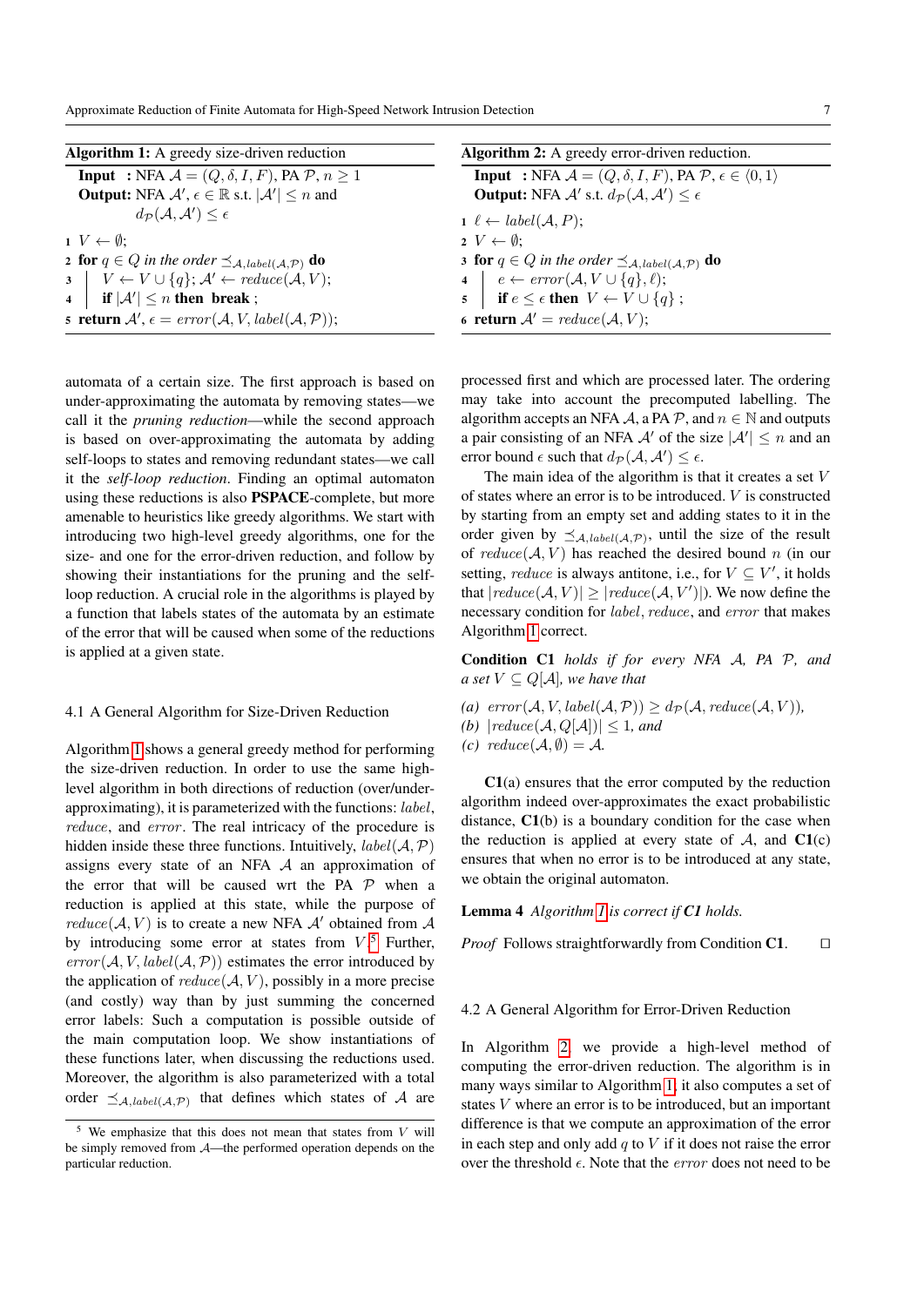**Algorithm 1:** A greedy size-driven reduction

**Input** : NFA $\mathcal{A} = (Q, \delta, I, F)$, PA $\mathcal{P}$, $n \geq 1$
**Output:** NFA $\mathcal{A}'$, $\epsilon \in \mathbb{R}$ s.t. $|\mathcal{A}'| \leq n$ and $d_{\mathcal{P}}(\mathcal{A}, \mathcal{A}') \leq \epsilon$

```
1 V ← ∅;
2 for q ∈ Q in the order ⪯_{A,label(A,P)} do
3 |   V ← V ∪ {q}; A' ← reduce(A, V);
4 |   if |A'| ≤ n then break ;
5 return A', ε = error(A, V, label(A, P));
```

**Algorithm 2:** A greedy error-driven reduction.

**Input** : NFA $\mathcal{A} = (Q, \delta, I, F)$, PA $\mathcal{P}$, $\epsilon \in \langle 0, 1 \rangle$
**Output:** NFA $\mathcal{A}'$ s.t. $d_{\mathcal{P}}(\mathcal{A}, \mathcal{A}') \leq \epsilon$

```
1 ℓ ← label(A, P);
2 V ← ∅;
3 for q ∈ Q in the order ⪯_{A,label(A,P)} do
4 |   e ← error(A, V ∪ {q}, ℓ);
5 |   if e ≤ ε then V ← V ∪ {q} ;
6 return A' = reduce(A, V);
```

automata of a certain size. The first approach is based on under-approximating the automata by removing states—we call it the *pruning reduction*—while the second approach is based on over-approximating the automata by adding self-loops to states and removing redundant states—we call it the *self-loop reduction*. Finding an optimal automaton using these reductions is also **PSPACE**-complete, but more amenable to heuristics like greedy algorithms. We start with introducing two high-level greedy algorithms, one for the size- and one for the error-driven reduction, and follow by showing their instantiations for the pruning and the self-loop reduction. A crucial role in the algorithms is played by a function that labels states of the automata by an estimate of the error that will be caused when some of the reductions is applied at a given state.

### 4.1 A General Algorithm for Size-Driven Reduction

Algorithm 1 shows a general greedy method for performing the size-driven reduction. In order to use the same high-level algorithm in both directions of reduction (over/under-approximating), it is parameterized with the functions: *label*, *reduce*, and *error*. The real intricacy of the procedure is hidden inside these three functions. Intuitively, $label(\mathcal{A}, \mathcal{P})$ assigns every state of an NFA $\mathcal{A}$ an approximation of the error that will be caused wrt the PA $\mathcal{P}$ when a reduction is applied at this state, while the purpose of $reduce(\mathcal{A}, V)$ is to create a new NFA $\mathcal{A}'$ obtained from $\mathcal{A}$ by introducing some error at states from $V$.[5] Further, $error(\mathcal{A}, V, label(\mathcal{A}, \mathcal{P}))$ estimates the error introduced by the application of $reduce(\mathcal{A}, V)$, possibly in a more precise (and costly) way than by just summing the concerned error labels: Such a computation is possible outside of the main computation loop. We show instantiations of these functions later, when discussing the reductions used. Moreover, the algorithm is also parameterized with a total order $\preceq_{\mathcal{A},label(\mathcal{A},\mathcal{P})}$ that defines which states of $\mathcal{A}$ are processed first and which are processed later. The ordering may take into account the precomputed labelling. The algorithm accepts an NFA $\mathcal{A}$, a PA $\mathcal{P}$, and $n \in \mathbb{N}$ and outputs a pair consisting of an NFA $\mathcal{A}'$ of the size $|\mathcal{A}'| \leq n$ and an error bound $\epsilon$ such that $d_{\mathcal{P}}(\mathcal{A}, \mathcal{A}') \leq \epsilon$.

The main idea of the algorithm is that it creates a set $V$ of states where an error is to be introduced. $V$ is constructed by starting from an empty set and adding states to it in the order given by $\preceq_{\mathcal{A},label(\mathcal{A},\mathcal{P})}$, until the size of the result of $reduce(\mathcal{A}, V)$ has reached the desired bound $n$ (in our setting, *reduce* is always antitone, i.e., for $V \subseteq V'$, it holds that $|reduce(\mathcal{A}, V)| \geq |reduce(\mathcal{A}, V')|$). We now define the necessary condition for *label*, *reduce*, and *error* that makes Algorithm 1 correct.

**Condition C1** *holds if for every NFA $\mathcal{A}$, PA $\mathcal{P}$, and a set $V \subseteq Q[\mathcal{A}]$, we have that*

*(a)* $error(\mathcal{A}, V, label(\mathcal{A}, \mathcal{P})) \geq d_{\mathcal{P}}(\mathcal{A}, reduce(\mathcal{A}, V))$,
*(b)* $|reduce(\mathcal{A}, Q[\mathcal{A}])| \leq 1$, *and*
*(c)* $reduce(\mathcal{A}, \emptyset) = \mathcal{A}$.

**C1**(a) ensures that the error computed by the reduction algorithm indeed over-approximates the exact probabilistic distance, **C1**(b) is a boundary condition for the case when the reduction is applied at every state of $\mathcal{A}$, and **C1**(c) ensures that when no error is to be introduced at any state, we obtain the original automaton.

**Lemma 4** *Algorithm 1 is correct if **C1** holds.*

*Proof* Follows straightforwardly from Condition **C1**. ☐

### 4.2 A General Algorithm for Error-Driven Reduction

In Algorithm 2, we provide a high-level method of computing the error-driven reduction. The algorithm is in many ways similar to Algorithm 1; it also computes a set of states $V$ where an error is to be introduced, but an important difference is that we compute an approximation of the error in each step and only add $q$ to $V$ if it does not raise the error over the threshold $\epsilon$. Note that the *error* does not need to be

[5] We emphasize that this does not mean that states from $V$ will be simply removed from $\mathcal{A}$—the performed operation depends on the particular reduction.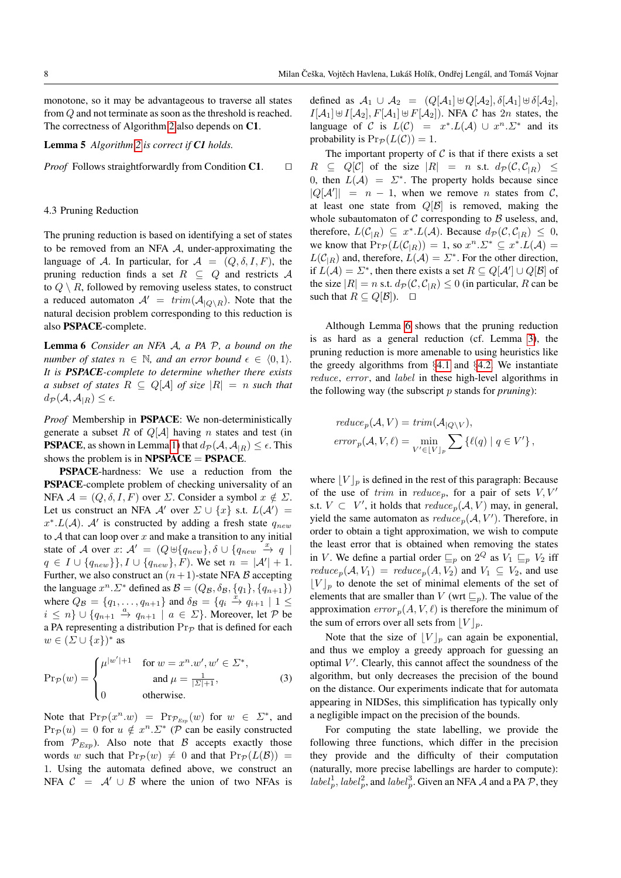monotone, so it may be advantageous to traverse all states from $Q$ and not terminate as soon as the threshold is reached. The correctness of Algorithm 2 also depends on **C1**.

**Lemma 5** *Algorithm 2 is correct if C1 holds.*

*Proof* Follows straightforwardly from Condition **C1**. □

### 4.3 Pruning Reduction

The pruning reduction is based on identifying a set of states to be removed from an NFA $\mathcal{A}$, under-approximating the language of $\mathcal{A}$. In particular, for $\mathcal{A} = (Q, \delta, I, F)$, the pruning reduction finds a set $R \subseteq Q$ and restricts $\mathcal{A}$ to $Q \setminus R$, followed by removing useless states, to construct a reduced automaton $\mathcal{A}' = \mathit{trim}(\mathcal{A}_{|Q\setminus R})$. Note that the natural decision problem corresponding to this reduction is also **PSPACE**-complete.

**Lemma 6** *Consider an NFA $\mathcal{A}$, a PA $\mathcal{P}$, a bound on the number of states $n \in \mathbb{N}$, and an error bound $\epsilon \in \langle 0, 1\rangle$. It is **PSPACE**-complete to determine whether there exists a subset of states $R \subseteq Q[\mathcal{A}]$ of size $|R| = n$ such that $d_{\mathcal{P}}(\mathcal{A}, \mathcal{A}_{|R}) \leq \epsilon$.*

*Proof* Membership in **PSPACE**: We non-deterministically generate a subset $R$ of $Q[\mathcal{A}]$ having $n$ states and test (in **PSPACE**, as shown in Lemma 1) that $d_{\mathcal{P}}(\mathcal{A}, \mathcal{A}_{|R}) \leq \epsilon$. This shows the problem is in **NPSPACE** = **PSPACE**.

**PSPACE**-hardness: We use a reduction from the **PSPACE**-complete problem of checking universality of an NFA $\mathcal{A} = (Q, \delta, I, F)$ over $\Sigma$. Consider a symbol $x \notin \Sigma$. Let us construct an NFA $\mathcal{A}'$ over $\Sigma \cup \{x\}$ s.t. $L(\mathcal{A}') = x^*.L(\mathcal{A})$. $\mathcal{A}'$ is constructed by adding a fresh state $q_{new}$ to $\mathcal{A}$ that can loop over $x$ and make a transition to any initial state of $\mathcal{A}$ over $x$: $\mathcal{A}' = (Q \uplus \{q_{new}\}, \delta \cup \{q_{new} \xrightarrow{x} q \mid q \in I \cup \{q_{new}\}\}, I \cup \{q_{new}\}, F)$. We set $n = |\mathcal{A}'| + 1$. Further, we also construct an $(n+1)$-state NFA $\mathcal{B}$ accepting the language $x^n.\Sigma^*$ defined as $\mathcal{B} = (Q_{\mathcal{B}}, \delta_{\mathcal{B}}, \{q_1\}, \{q_{n+1}\})$ where $Q_{\mathcal{B}} = \{q_1, \ldots, q_{n+1}\}$ and $\delta_{\mathcal{B}} = \{q_i \xrightarrow{x} q_{i+1} \mid 1 \leq i \leq n\} \cup \{q_{n+1} \xrightarrow{a} q_{n+1} \mid a \in \Sigma\}$. Moreover, let $\mathcal{P}$ be a PA representing a distribution $\mathrm{Pr}_{\mathcal{P}}$ that is defined for each $w \in (\Sigma \cup \{x\})^*$ as

$$
\mathrm{Pr}_{\mathcal{P}}(w) = \begin{cases} \mu^{|w'|+1} & \text{for } w = x^n.w', w' \in \Sigma^*, \\ & \text{and } \mu = \frac{1}{|\Sigma|+1}, \\ 0 & \text{otherwise.} \end{cases} \tag{3}
$$

Note that $\mathrm{Pr}_{\mathcal{P}}(x^n.w) = \mathrm{Pr}_{\mathcal{P}_{Exp}}(w)$ for $w \in \Sigma^*$, and $\mathrm{Pr}_{\mathcal{P}}(u) = 0$ for $u \notin x^n.\Sigma^*$ ($\mathcal{P}$ can be easily constructed from $\mathcal{P}_{Exp}$). Also note that $\mathcal{B}$ accepts exactly those words $w$ such that $\mathrm{Pr}_{\mathcal{P}}(w) \neq 0$ and that $\mathrm{Pr}_{\mathcal{P}}(L(\mathcal{B})) = 1$. Using the automata defined above, we construct an NFA $\mathcal{C} = \mathcal{A}' \cup \mathcal{B}$ where the union of two NFAs is defined as $\mathcal{A}_1 \cup \mathcal{A}_2 = (Q[\mathcal{A}_1] \uplus Q[\mathcal{A}_2], \delta[\mathcal{A}_1] \uplus \delta[\mathcal{A}_2], I[\mathcal{A}_1] \uplus I[\mathcal{A}_2], F[\mathcal{A}_1] \uplus F[\mathcal{A}_2])$. NFA $\mathcal{C}$ has $2n$ states, the language of $\mathcal{C}$ is $L(\mathcal{C}) = x^*.L(\mathcal{A}) \cup x^n.\Sigma^*$ and its probability is $\mathrm{Pr}_{\mathcal{P}}(L(\mathcal{C})) = 1$.

The important property of $\mathcal{C}$ is that if there exists a set $R \subseteq Q[\mathcal{C}]$ of the size $|R| = n$ s.t. $d_{\mathcal{P}}(\mathcal{C}, \mathcal{C}_{|R}) \leq 0$, then $L(\mathcal{A}) = \Sigma^*$. The property holds because since $|Q[\mathcal{A}']| = n - 1$, when we remove $n$ states from $\mathcal{C}$, at least one state from $Q[\mathcal{B}]$ is removed, making the whole subautomaton of $\mathcal{C}$ corresponding to $\mathcal{B}$ useless, and, therefore, $L(\mathcal{C}_{|R}) \subseteq x^*.L(\mathcal{A})$. Because $d_{\mathcal{P}}(\mathcal{C}, \mathcal{C}_{|R}) \leq 0$, we know that $\mathrm{Pr}_{\mathcal{P}}(L(\mathcal{C}_{|R})) = 1$, so $x^n.\Sigma^* \subseteq x^*.L(\mathcal{A}) = L(\mathcal{C}_{|R})$ and, therefore, $L(\mathcal{A}) = \Sigma^*$. For the other direction, if $L(\mathcal{A}) = \Sigma^*$, then there exists a set $R \subseteq Q[\mathcal{A}'] \cup Q[\mathcal{B}]$ of the size $|R| = n$ s.t. $d_{\mathcal{P}}(\mathcal{C}, \mathcal{C}_{|R}) \leq 0$ (in particular, $R$ can be such that $R \subseteq Q[\mathcal{B}]$). □

Although Lemma 6 shows that the pruning reduction is as hard as a general reduction (cf. Lemma 3), the pruning reduction is more amenable to using heuristics like the greedy algorithms from §4.1 and §4.2. We instantiate $\mathit{reduce}$, $\mathit{error}$, and $\mathit{label}$ in these high-level algorithms in the following way (the subscript $p$ stands for *pruning*):

$$
\begin{aligned}
\mathit{reduce}_p(\mathcal{A}, V) &= \mathit{trim}(\mathcal{A}_{|Q\setminus V}), \\
\mathit{error}_p(\mathcal{A}, V, \ell) &= \min_{V' \in \lfloor V \rfloor_p} \sum \{\ell(q) \mid q \in V'\},
\end{aligned}
$$

where $\lfloor V \rfloor_p$ is defined in the rest of this paragraph: Because of the use of $\mathit{trim}$ in $\mathit{reduce}_p$, for a pair of sets $V, V'$ s.t. $V \subset V'$, it holds that $\mathit{reduce}_p(\mathcal{A}, V)$ may, in general, yield the same automaton as $\mathit{reduce}_p(\mathcal{A}, V')$. Therefore, in order to obtain a tight approximation, we wish to compute the least error that is obtained when removing the states in $V$. We define a partial order $\sqsubseteq_p$ on $2^Q$ as $V_1 \sqsubseteq_p V_2$ iff $\mathit{reduce}_p(\mathcal{A}, V_1) = \mathit{reduce}_p(A, V_2)$ and $V_1 \subseteq V_2$, and use $\lfloor V \rfloor_p$ to denote the set of minimal elements of the set of elements that are smaller than $V$ (wrt $\sqsubseteq_p$). The value of the approximation $\mathit{error}_p(A, V, \ell)$ is therefore the minimum of the sum of errors over all sets from $\lfloor V \rfloor_p$.

Note that the size of $\lfloor V \rfloor_p$ can again be exponential, and thus we employ a greedy approach for guessing an optimal $V'$. Clearly, this cannot affect the soundness of the algorithm, but only decreases the precision of the bound on the distance. Our experiments indicate that for automata appearing in NIDSes, this simplification has typically only a negligible impact on the precision of the bounds.

For computing the state labelling, we provide the following three functions, which differ in the precision they provide and the difficulty of their computation (naturally, more precise labellings are harder to compute): $\mathit{label}_p^1$, $\mathit{label}_p^2$, and $\mathit{label}_p^3$. Given an NFA $\mathcal{A}$ and a PA $\mathcal{P}$, they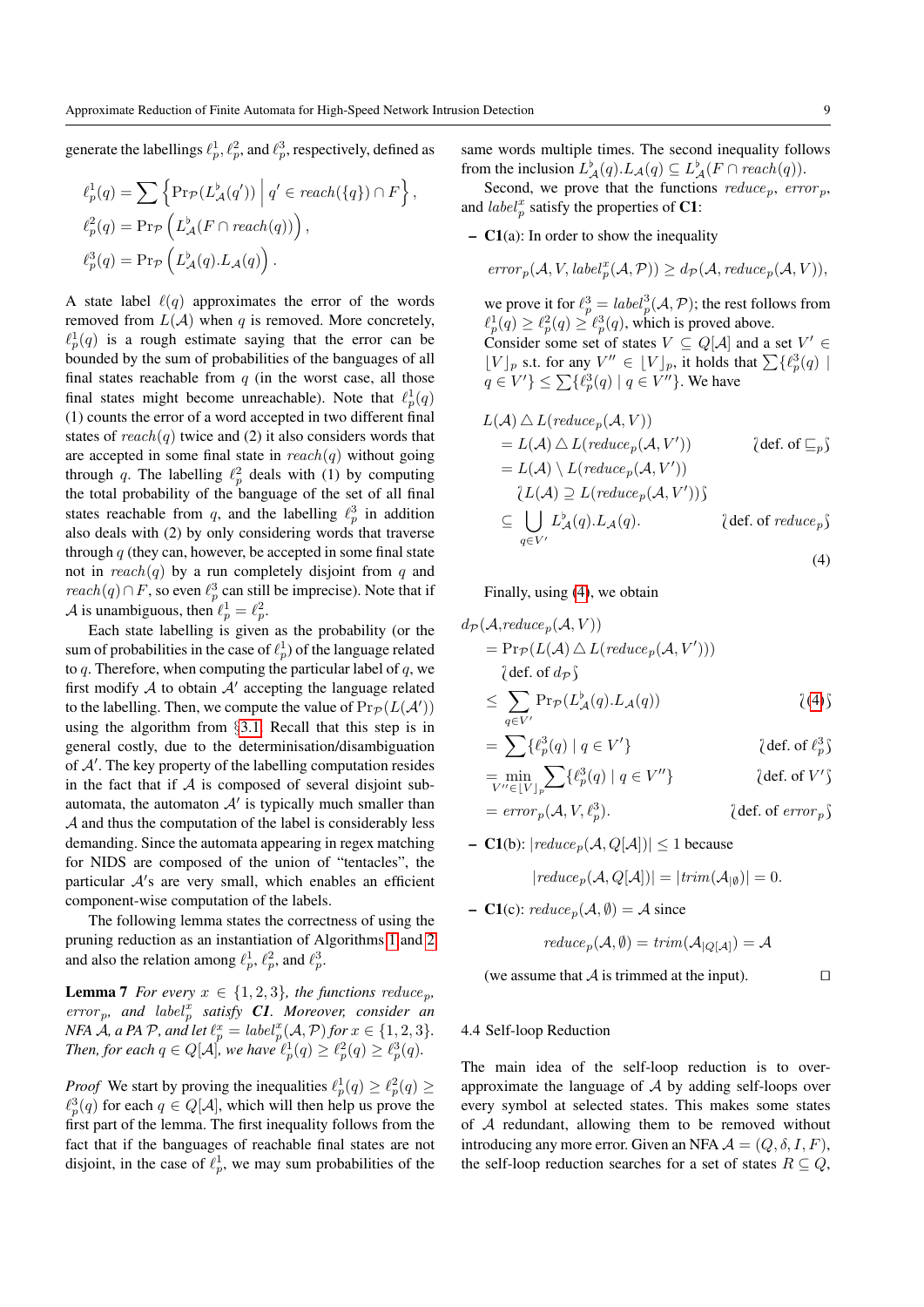generate the labellings $\ell_p^1$, $\ell_p^2$, and $\ell_p^3$, respectively, defined as

$$\ell_p^1(q) = \sum \left\{ \Pr_{\mathcal{P}}(L_{\mathcal{A}}^{\flat}(q')) \,\middle|\, q' \in \mathit{reach}(\{q\}) \cap F \right\},$$
$$\ell_p^2(q) = \Pr_{\mathcal{P}}\left( L_{\mathcal{A}}^{\flat}(F \cap \mathit{reach}(q)) \right),$$
$$\ell_p^3(q) = \Pr_{\mathcal{P}}\left( L_{\mathcal{A}}^{\flat}(q).L_{\mathcal{A}}(q) \right).$$

A state label $\ell(q)$ approximates the error of the words removed from $L(\mathcal{A})$ when $q$ is removed. More concretely, $\ell_p^1(q)$ is a rough estimate saying that the error can be bounded by the sum of probabilities of the banguages of all final states reachable from $q$ (in the worst case, all those final states might become unreachable). Note that $\ell_p^1(q)$ (1) counts the error of a word accepted in two different final states of $\mathit{reach}(q)$ twice and (2) it also considers words that are accepted in some final state in $\mathit{reach}(q)$ without going through $q$. The labelling $\ell_p^2$ deals with (1) by computing the total probability of the banguage of the set of all final states reachable from $q$, and the labelling $\ell_p^3$ in addition also deals with (2) by only considering words that traverse through $q$ (they can, however, be accepted in some final state not in $\mathit{reach}(q)$ by a run completely disjoint from $q$ and $\mathit{reach}(q) \cap F$, so even $\ell_p^3$ can still be imprecise). Note that if $\mathcal{A}$ is unambiguous, then $\ell_p^1 = \ell_p^2$.

Each state labelling is given as the probability (or the sum of probabilities in the case of $\ell_p^1$) of the language related to $q$. Therefore, when computing the particular label of $q$, we first modify $\mathcal{A}$ to obtain $\mathcal{A}'$ accepting the language related to the labelling. Then, we compute the value of $\Pr_{\mathcal{P}}(L(\mathcal{A}'))$ using the algorithm from §3.1. Recall that this step is in general costly, due to the determinisation/disambiguation of $\mathcal{A}'$. The key property of the labelling computation resides in the fact that if $\mathcal{A}$ is composed of several disjoint sub-automata, the automaton $\mathcal{A}'$ is typically much smaller than $\mathcal{A}$ and thus the computation of the label is considerably less demanding. Since the automata appearing in regex matching for NIDS are composed of the union of "tentacles", the particular $\mathcal{A}'$s are very small, which enables an efficient component-wise computation of the labels.

The following lemma states the correctness of using the pruning reduction as an instantiation of Algorithms 1 and 2 and also the relation among $\ell_p^1$, $\ell_p^2$, and $\ell_p^3$.

**Lemma 7** *For every $x \in \{1,2,3\}$, the functions $\mathit{reduce}_p$, $\mathit{error}_p$, and $\mathit{label}_p^x$ satisfy* **C1**. *Moreover, consider an NFA $\mathcal{A}$, a PA $\mathcal{P}$, and let $\ell_p^x = \mathit{label}_p^x(\mathcal{A},\mathcal{P})$ for $x \in \{1,2,3\}$. Then, for each $q \in Q[\mathcal{A}]$, we have $\ell_p^1(q) \geq \ell_p^2(q) \geq \ell_p^3(q)$.*

*Proof* We start by proving the inequalities $\ell_p^1(q) \geq \ell_p^2(q) \geq \ell_p^3(q)$ for each $q \in Q[\mathcal{A}]$, which will then help us prove the first part of the lemma. The first inequality follows from the fact that if the banguages of reachable final states are not disjoint, in the case of $\ell_p^1$, we may sum probabilities of the same words multiple times. The second inequality follows from the inclusion $L_{\mathcal{A}}^{\flat}(q).L_{\mathcal{A}}(q) \subseteq L_{\mathcal{A}}^{\flat}(F \cap \mathit{reach}(q))$.

Second, we prove that the functions $\mathit{reduce}_p$, $\mathit{error}_p$, and $\mathit{label}_p^x$ satisfy the properties of **C1**:

– **C1**(a): In order to show the inequality

$$\mathit{error}_p(\mathcal{A}, V, \mathit{label}_p^x(\mathcal{A},\mathcal{P})) \geq d_{\mathcal{P}}(\mathcal{A}, \mathit{reduce}_p(\mathcal{A}, V)),$$

we prove it for $\ell_p^3 = \mathit{label}_p^3(\mathcal{A},\mathcal{P})$; the rest follows from $\ell_p^1(q) \geq \ell_p^2(q) \geq \ell_p^3(q)$, which is proved above. Consider some set of states $V \subseteq Q[\mathcal{A}]$ and a set $V' \in \lfloor V \rfloor_p$ s.t. for any $V'' \in \lfloor V \rfloor_p$, it holds that $\sum\{\ell_p^3(q) \mid q \in V'\} \leq \sum\{\ell_p^3(q) \mid q \in V''\}$. We have

$$
\begin{aligned}
& L(\mathcal{A}) \triangle L(\mathit{reduce}_p(\mathcal{A}, V)) \\
&\quad = L(\mathcal{A}) \triangle L(\mathit{reduce}_p(\mathcal{A}, V')) && \wr \text{def. of } \sqsubseteq_p \wr \\
&\quad = L(\mathcal{A}) \setminus L(\mathit{reduce}_p(\mathcal{A}, V')) \\
&\quad\quad \wr L(\mathcal{A}) \supseteq L(\mathit{reduce}_p(\mathcal{A}, V')) \wr \\
&\quad \subseteq \bigcup_{q \in V'} L_{\mathcal{A}}^{\flat}(q).L_{\mathcal{A}}(q). && \wr \text{def. of } \mathit{reduce}_p \wr
\end{aligned}
\tag{4}
$$

Finally, using (4), we obtain

$$
\begin{aligned}
& d_{\mathcal{P}}(\mathcal{A}, \mathit{reduce}_p(\mathcal{A}, V)) \\
&\quad = \Pr_{\mathcal{P}}(L(\mathcal{A}) \triangle L(\mathit{reduce}_p(\mathcal{A}, V'))) \\
&\quad\quad \wr \text{def. of } d_{\mathcal{P}} \wr \\
&\quad \leq \sum_{q \in V'} \Pr_{\mathcal{P}}(L_{\mathcal{A}}^{\flat}(q).L_{\mathcal{A}}(q)) && \wr (4) \wr \\
&\quad = \sum\{\ell_p^3(q) \mid q \in V'\} && \wr \text{def. of } \ell_p^3 \wr \\
&\quad = \min_{V'' \in \lfloor V \rfloor_p} \sum\{\ell_p^3(q) \mid q \in V''\} && \wr \text{def. of } V' \wr \\
&\quad = \mathit{error}_p(\mathcal{A}, V, \ell_p^3). && \wr \text{def. of } \mathit{error}_p \wr
\end{aligned}
$$

– **C1**(b): $|\mathit{reduce}_p(\mathcal{A}, Q[\mathcal{A}])| \leq 1$ because

$$|\mathit{reduce}_p(\mathcal{A}, Q[\mathcal{A}])| = |\mathit{trim}(\mathcal{A}_{|\emptyset})| = 0.$$

– **C1**(c): $\mathit{reduce}_p(\mathcal{A}, \emptyset) = \mathcal{A}$ since

$$\mathit{reduce}_p(\mathcal{A}, \emptyset) = \mathit{trim}(\mathcal{A}_{|Q[\mathcal{A}]}) = \mathcal{A}$$

(we assume that $\mathcal{A}$ is trimmed at the input). □

### 4.4 Self-loop Reduction

The main idea of the self-loop reduction is to over-approximate the language of $\mathcal{A}$ by adding self-loops over every symbol at selected states. This makes some states of $\mathcal{A}$ redundant, allowing them to be removed without introducing any more error. Given an NFA $\mathcal{A} = (Q, \delta, I, F)$, the self-loop reduction searches for a set of states $R \subseteq Q$,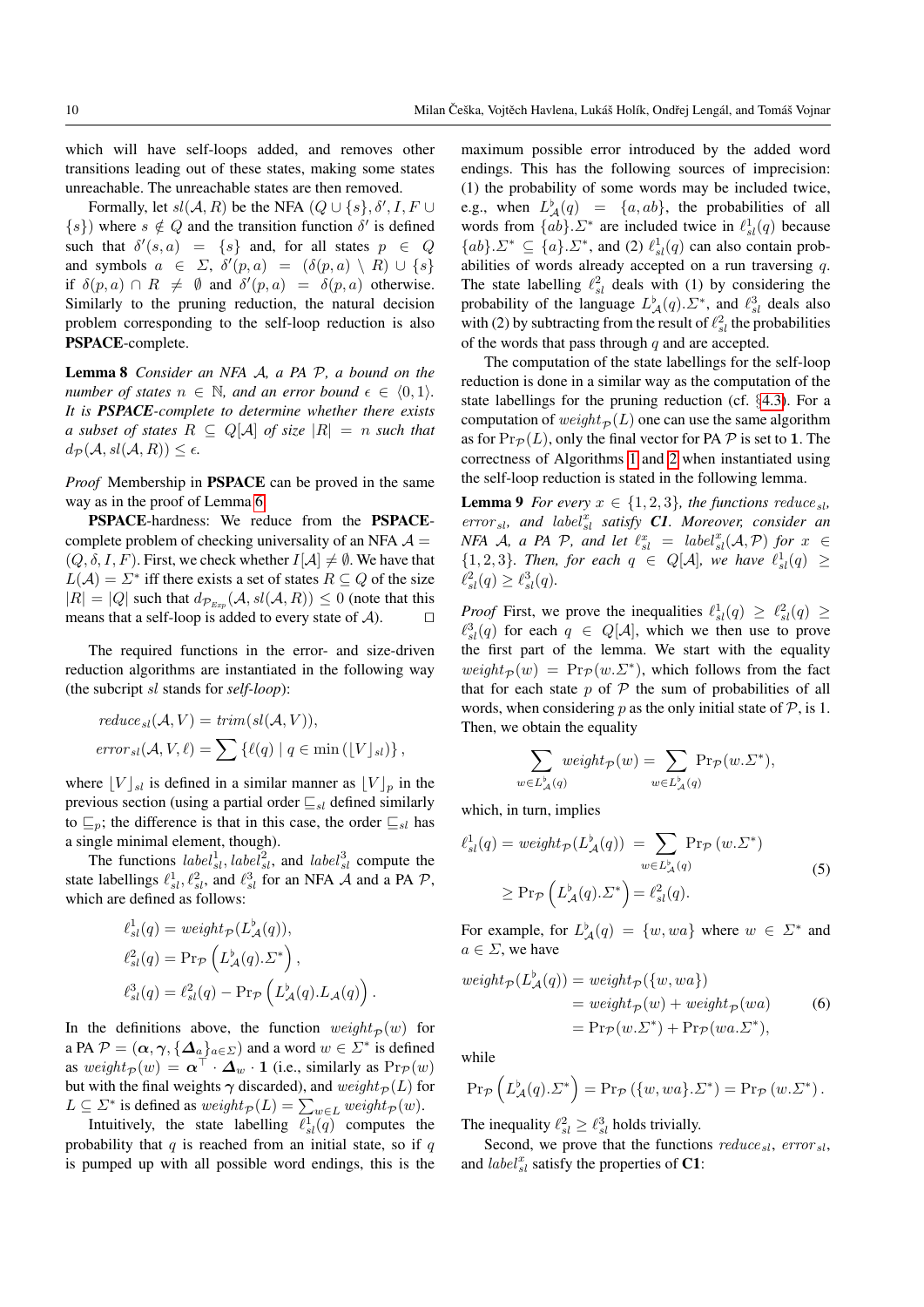which will have self-loops added, and removes other transitions leading out of these states, making some states unreachable. The unreachable states are then removed.

Formally, let $sl(\mathcal{A}, R)$ be the NFA $(Q \cup \{s\}, \delta', I, F \cup \{s\})$ where $s \notin Q$ and the transition function $\delta'$ is defined such that $\delta'(s, a) = \{s\}$ and, for all states $p \in Q$ and symbols $a \in \Sigma$, $\delta'(p, a) = (\delta(p, a) \setminus R) \cup \{s\}$ if $\delta(p, a) \cap R \neq \emptyset$ and $\delta'(p, a) = \delta(p, a)$ otherwise. Similarly to the pruning reduction, the natural decision problem corresponding to the self-loop reduction is also **PSPACE**-complete.

**Lemma 8** *Consider an NFA $\mathcal{A}$, a PA $\mathcal{P}$, a bound on the number of states $n \in \mathbb{N}$, and an error bound $\epsilon \in \langle 0, 1 \rangle$. It is **PSPACE**-complete to determine whether there exists a subset of states $R \subseteq Q[\mathcal{A}]$ of size $|R| = n$ such that $d_{\mathcal{P}}(\mathcal{A}, sl(\mathcal{A}, R)) \leq \epsilon$.*

*Proof* Membership in **PSPACE** can be proved in the same way as in the proof of Lemma 6.

**PSPACE**-hardness: We reduce from the **PSPACE**-complete problem of checking universality of an NFA $\mathcal{A} = (Q, \delta, I, F)$. First, we check whether $I[\mathcal{A}] \neq \emptyset$. We have that $L(\mathcal{A}) = \Sigma^*$ iff there exists a set of states $R \subseteq Q$ of the size $|R| = |Q|$ such that $d_{\mathcal{P}_{Exp}}(\mathcal{A}, sl(\mathcal{A}, R)) \leq 0$ (note that this means that a self-loop is added to every state of $\mathcal{A}$). □

The required functions in the error- and size-driven reduction algorithms are instantiated in the following way (the subcript $sl$ stands for *self-loop*):

$$reduce_{sl}(\mathcal{A}, V) = trim(sl(\mathcal{A}, V)),$$
$$error_{sl}(\mathcal{A}, V, \ell) = \sum \{\ell(q) \mid q \in \min(\lfloor V \rfloor_{sl})\},$$

where $\lfloor V \rfloor_{sl}$ is defined in a similar manner as $\lfloor V \rfloor_p$ in the previous section (using a partial order $\sqsubseteq_{sl}$ defined similarly to $\sqsubseteq_p$; the difference is that in this case, the order $\sqsubseteq_{sl}$ has a single minimal element, though).

The functions $label^1_{sl}$, $label^2_{sl}$, and $label^3_{sl}$ compute the state labellings $\ell^1_{sl}, \ell^2_{sl}$, and $\ell^3_{sl}$ for an NFA $\mathcal{A}$ and a PA $\mathcal{P}$, which are defined as follows:

$$\ell^1_{sl}(q) = weight_{\mathcal{P}}(L^{\flat}_{\mathcal{A}}(q)),$$
$$\ell^2_{sl}(q) = \mathrm{Pr}_{\mathcal{P}}\left(L^{\flat}_{\mathcal{A}}(q).\Sigma^*\right),$$
$$\ell^3_{sl}(q) = \ell^2_{sl}(q) - \mathrm{Pr}_{\mathcal{P}}\left(L^{\flat}_{\mathcal{A}}(q).L_{\mathcal{A}}(q)\right).$$

In the definitions above, the function $weight_{\mathcal{P}}(w)$ for a PA $\mathcal{P} = (\boldsymbol{\alpha}, \boldsymbol{\gamma}, \{\boldsymbol{\Delta}_a\}_{a \in \Sigma})$ and a word $w \in \Sigma^*$ is defined as $weight_{\mathcal{P}}(w) = \boldsymbol{\alpha}^\top \cdot \boldsymbol{\Delta}_w \cdot \mathbf{1}$ (i.e., similarly as $\mathrm{Pr}_{\mathcal{P}}(w)$ but with the final weights $\boldsymbol{\gamma}$ discarded), and $weight_{\mathcal{P}}(L)$ for $L \subseteq \Sigma^*$ is defined as $weight_{\mathcal{P}}(L) = \sum_{w \in L} weight_{\mathcal{P}}(w)$.

Intuitively, the state labelling $\ell^1_{sl}(q)$ computes the probability that $q$ is reached from an initial state, so if $q$ is pumped up with all possible word endings, this is the maximum possible error introduced by the added word endings. This has the following sources of imprecision: (1) the probability of some words may be included twice, e.g., when $L^{\flat}_{\mathcal{A}}(q) = \{a, ab\}$, the probabilities of all words from $\{ab\}.\Sigma^*$ are included twice in $\ell^1_{sl}(q)$ because $\{ab\}.\Sigma^* \subseteq \{a\}.\Sigma^*$, and (2) $\ell^1_{sl}(q)$ can also contain probabilities of words already accepted on a run traversing $q$. The state labelling $\ell^2_{sl}$ deals with (1) by considering the probability of the language $L^{\flat}_{\mathcal{A}}(q).\Sigma^*$, and $\ell^3_{sl}$ deals also with (2) by subtracting from the result of $\ell^2_{sl}$ the probabilities of the words that pass through $q$ and are accepted.

The computation of the state labellings for the self-loop reduction is done in a similar way as the computation of the state labellings for the pruning reduction (cf. §4.3). For a computation of $weight_{\mathcal{P}}(L)$ one can use the same algorithm as for $\mathrm{Pr}_{\mathcal{P}}(L)$, only the final vector for PA $\mathcal{P}$ is set to $\mathbf{1}$. The correctness of Algorithms 1 and 2 when instantiated using the self-loop reduction is stated in the following lemma.

**Lemma 9** *For every $x \in \{1, 2, 3\}$, the functions $reduce_{sl}$, $error_{sl}$, and $label^x_{sl}$ satisfy **C1**. Moreover, consider an NFA $\mathcal{A}$, a PA $\mathcal{P}$, and let $\ell^x_{sl} = label^x_{sl}(\mathcal{A}, \mathcal{P})$ for $x \in \{1, 2, 3\}$. Then, for each $q \in Q[\mathcal{A}]$, we have $\ell^1_{sl}(q) \geq \ell^2_{sl}(q) \geq \ell^3_{sl}(q)$.*

*Proof* First, we prove the inequalities $\ell^1_{sl}(q) \geq \ell^2_{sl}(q) \geq \ell^3_{sl}(q)$ for each $q \in Q[\mathcal{A}]$, which we then use to prove the first part of the lemma. We start with the equality $weight_{\mathcal{P}}(w) = \mathrm{Pr}_{\mathcal{P}}(w.\Sigma^*)$, which follows from the fact that for each state $p$ of $\mathcal{P}$ the sum of probabilities of all words, when considering $p$ as the only initial state of $\mathcal{P}$, is 1. Then, we obtain the equality

$$\sum_{w \in L^{\flat}_{\mathcal{A}}(q)} weight_{\mathcal{P}}(w) = \sum_{w \in L^{\flat}_{\mathcal{A}}(q)} \mathrm{Pr}_{\mathcal{P}}(w.\Sigma^*),$$

which, in turn, implies

$$\begin{aligned} \ell^1_{sl}(q) = weight_{\mathcal{P}}(L^{\flat}_{\mathcal{A}}(q)) &= \sum_{w \in L^{\flat}_{\mathcal{A}}(q)} \mathrm{Pr}_{\mathcal{P}}(w.\Sigma^*) \\ &\geq \mathrm{Pr}_{\mathcal{P}}\left(L^{\flat}_{\mathcal{A}}(q).\Sigma^*\right) = \ell^2_{sl}(q). \end{aligned} \tag{5}$$

For example, for $L^{\flat}_{\mathcal{A}}(q) = \{w, wa\}$ where $w \in \Sigma^*$ and $a \in \Sigma$, we have

$$\begin{aligned} weight_{\mathcal{P}}(L^{\flat}_{\mathcal{A}}(q)) &= weight_{\mathcal{P}}(\{w, wa\}) \\ &= weight_{\mathcal{P}}(w) + weight_{\mathcal{P}}(wa) \\ &= \mathrm{Pr}_{\mathcal{P}}(w.\Sigma^*) + \mathrm{Pr}_{\mathcal{P}}(wa.\Sigma^*), \end{aligned} \tag{6}$$

while

$$\mathrm{Pr}_{\mathcal{P}}\left(L^{\flat}_{\mathcal{A}}(q).\Sigma^*\right) = \mathrm{Pr}_{\mathcal{P}}(\{w, wa\}.\Sigma^*) = \mathrm{Pr}_{\mathcal{P}}(w.\Sigma^*).$$

The inequality $\ell^2_{sl} \geq \ell^3_{sl}$ holds trivially.

Second, we prove that the functions $reduce_{sl}$, $error_{sl}$, and $label^x_{sl}$ satisfy the properties of **C1**: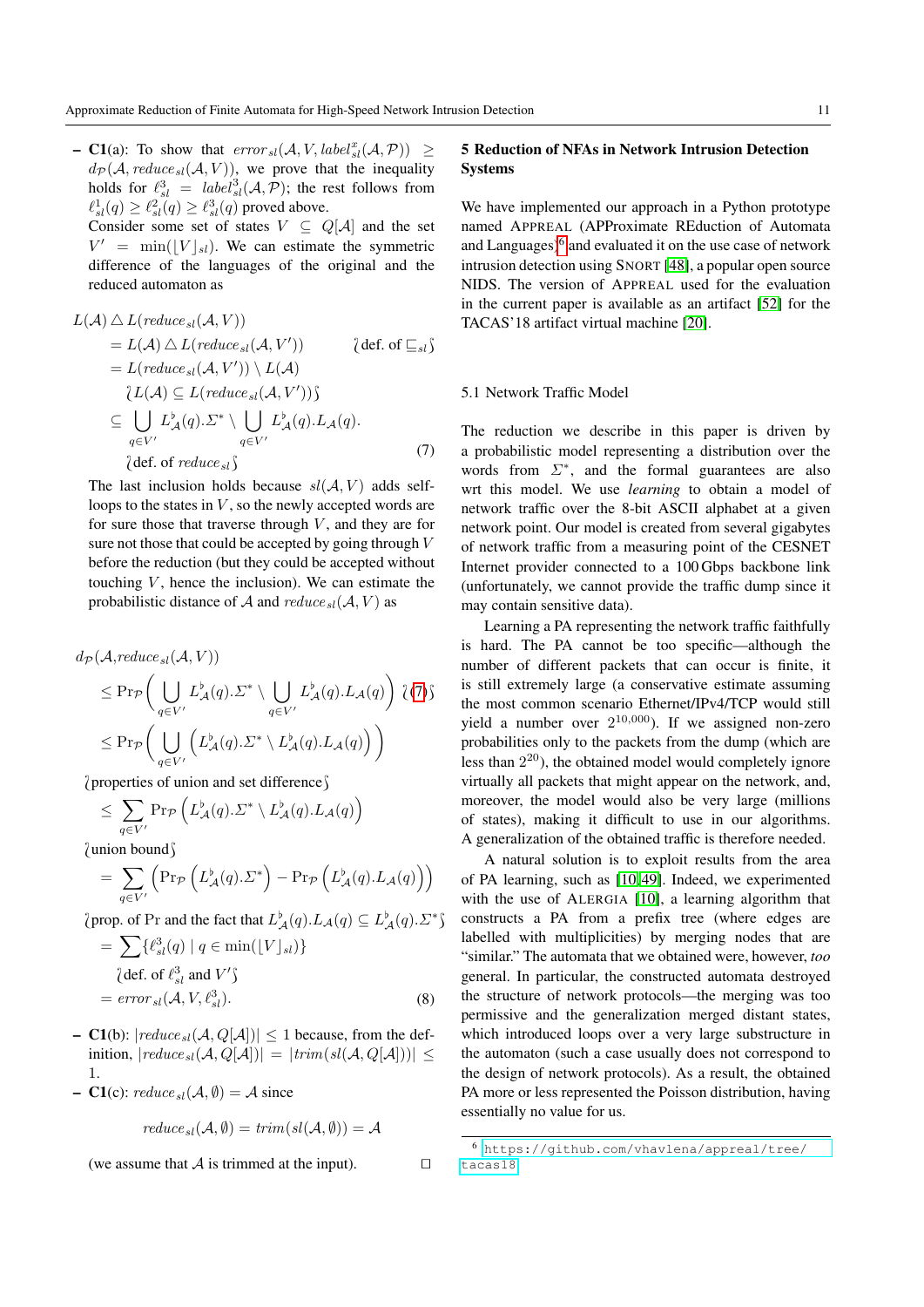– **C1**(a): To show that $error_{sl}(\mathcal{A}, V, label^{x}_{sl}(\mathcal{A}, \mathcal{P})) \geq d_{\mathcal{P}}(\mathcal{A}, reduce_{sl}(\mathcal{A}, V))$, we prove that the inequality holds for $\ell^3_{sl} = label^3_{sl}(\mathcal{A}, \mathcal{P})$; the rest follows from $\ell^1_{sl}(q) \geq \ell^2_{sl}(q) \geq \ell^3_{sl}(q)$ proved above.

  Consider some set of states $V \subseteq Q[\mathcal{A}]$ and the set $V' = \min(\lfloor V \rfloor_{sl})$. We can estimate the symmetric difference of the languages of the original and the reduced automaton as

$$
\begin{aligned}
L(\mathcal{A}) \triangle L(reduce_{sl}(\mathcal{A}, V))
&= L(\mathcal{A}) \triangle L(reduce_{sl}(\mathcal{A}, V')) && \wr \text{def. of } \sqsubseteq_{sl} \wr \\
&= L(reduce_{sl}(\mathcal{A}, V')) \setminus L(\mathcal{A}) \\
&\quad \wr L(\mathcal{A}) \subseteq L(reduce_{sl}(\mathcal{A}, V')) \wr \\
&\subseteq \bigcup_{q \in V'} L^{\flat}_{\mathcal{A}}(q).\Sigma^* \setminus \bigcup_{q \in V'} L^{\flat}_{\mathcal{A}}(q).L_{\mathcal{A}}(q). \\
&\quad \wr \text{def. of } reduce_{sl} \wr && (7)
\end{aligned}
$$

  The last inclusion holds because $sl(\mathcal{A}, V)$ adds self-loops to the states in $V$, so the newly accepted words are for sure those that traverse through $V$, and they are for sure not those that could be accepted by going through $V$ before the reduction (but they could be accepted without touching $V$, hence the inclusion). We can estimate the probabilistic distance of $\mathcal{A}$ and $reduce_{sl}(\mathcal{A}, V)$ as

$$
\begin{aligned}
d_{\mathcal{P}}&(\mathcal{A}, reduce_{sl}(\mathcal{A}, V)) \\
&\leq \Pr_{\mathcal{P}}\left( \bigcup_{q \in V'} L^{\flat}_{\mathcal{A}}(q).\Sigma^* \setminus \bigcup_{q \in V'} L^{\flat}_{\mathcal{A}}(q).L_{\mathcal{A}}(q) \right) \wr (7) \wr \\
&\leq \Pr_{\mathcal{P}}\left( \bigcup_{q \in V'} \left( L^{\flat}_{\mathcal{A}}(q).\Sigma^* \setminus L^{\flat}_{\mathcal{A}}(q).L_{\mathcal{A}}(q) \right) \right) \\
&\quad \wr \text{properties of union and set difference} \wr \\
&\leq \sum_{q \in V'} \Pr_{\mathcal{P}}\left( L^{\flat}_{\mathcal{A}}(q).\Sigma^* \setminus L^{\flat}_{\mathcal{A}}(q).L_{\mathcal{A}}(q) \right) \\
&\quad \wr \text{union bound} \wr \\
&= \sum_{q \in V'} \left( \Pr_{\mathcal{P}}\left( L^{\flat}_{\mathcal{A}}(q).\Sigma^* \right) - \Pr_{\mathcal{P}}\left( L^{\flat}_{\mathcal{A}}(q).L_{\mathcal{A}}(q) \right) \right) \\
&\quad \wr \text{prop. of Pr and the fact that } L^{\flat}_{\mathcal{A}}(q).L_{\mathcal{A}}(q) \subseteq L^{\flat}_{\mathcal{A}}(q).\Sigma^* \wr \\
&= \sum \{ \ell^3_{sl}(q) \mid q \in \min(\lfloor V \rfloor_{sl}) \} \\
&\quad \wr \text{def. of } \ell^3_{sl} \text{ and } V' \wr \\
&= error_{sl}(\mathcal{A}, V, \ell^3_{sl}). && (8)
\end{aligned}
$$

– **C1**(b): $|reduce_{sl}(\mathcal{A}, Q[\mathcal{A}])| \leq 1$ because, from the definition, $|reduce_{sl}(\mathcal{A}, Q[\mathcal{A}])| = |trim(sl(\mathcal{A}, Q[\mathcal{A}]))| \leq 1$.

– **C1**(c): $reduce_{sl}(\mathcal{A}, \emptyset) = \mathcal{A}$ since

$$reduce_{sl}(\mathcal{A}, \emptyset) = trim(sl(\mathcal{A}, \emptyset)) = \mathcal{A}$$

  (we assume that $\mathcal{A}$ is trimmed at the input). ☐

## 5 Reduction of NFAs in Network Intrusion Detection Systems

We have implemented our approach in a Python prototype named APPREAL (APProximate REduction of Automata and Languages)[6] and evaluated it on the use case of network intrusion detection using SNORT [48], a popular open source NIDS. The version of APPREAL used for the evaluation in the current paper is available as an artifact [52] for the TACAS'18 artifact virtual machine [20].

### 5.1 Network Traffic Model

The reduction we describe in this paper is driven by a probabilistic model representing a distribution over the words from $\Sigma^*$, and the formal guarantees are also wrt this model. We use *learning* to obtain a model of network traffic over the 8-bit ASCII alphabet at a given network point. Our model is created from several gigabytes of network traffic from a measuring point of the CESNET Internet provider connected to a 100 Gbps backbone link (unfortunately, we cannot provide the traffic dump since it may contain sensitive data).

Learning a PA representing the network traffic faithfully is hard. The PA cannot be too specific—although the number of different packets that can occur is finite, it is still extremely large (a conservative estimate assuming the most common scenario Ethernet/IPv4/TCP would still yield a number over $2^{10,000}$). If we assigned non-zero probabilities only to the packets from the dump (which are less than $2^{20}$), the obtained model would completely ignore virtually all packets that might appear on the network, and, moreover, the model would also be very large (millions of states), making it difficult to use in our algorithms. A generalization of the obtained traffic is therefore needed.

A natural solution is to exploit results from the area of PA learning, such as [10,49]. Indeed, we experimented with the use of ALERGIA [10], a learning algorithm that constructs a PA from a prefix tree (where edges are labelled with multiplicities) by merging nodes that are "similar." The automata that we obtained were, however, *too* general. In particular, the constructed automata destroyed the structure of network protocols—the merging was too permissive and the generalization merged distant states, which introduced loops over a very large substructure in the automaton (such a case usually does not correspond to the design of network protocols). As a result, the obtained PA more or less represented the Poisson distribution, having essentially no value for us.

[6] https://github.com/vhavlena/appreal/tree/tacas18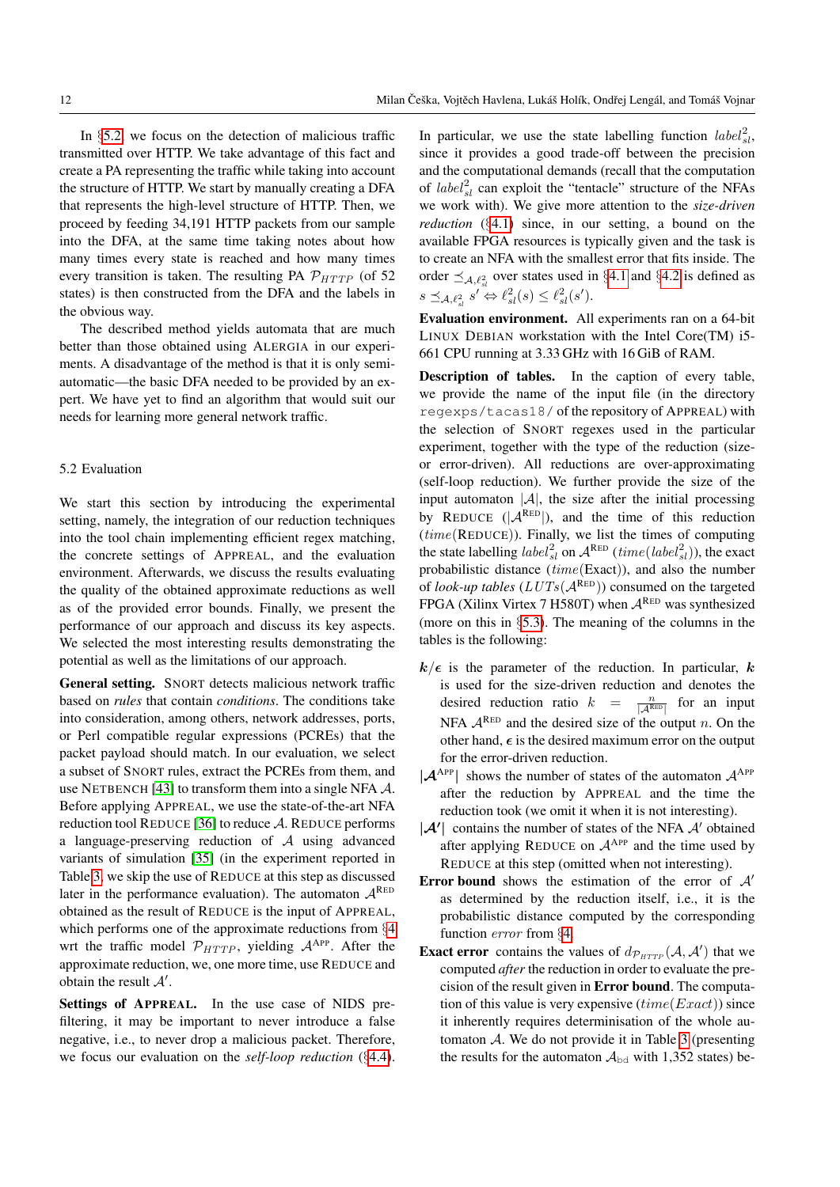In §5.2, we focus on the detection of malicious traffic transmitted over HTTP. We take advantage of this fact and create a PA representing the traffic while taking into account the structure of HTTP. We start by manually creating a DFA that represents the high-level structure of HTTP. Then, we proceed by feeding 34,191 HTTP packets from our sample into the DFA, at the same time taking notes about how many times every state is reached and how many times every transition is taken. The resulting PA $\mathcal{P}_{HTTP}$ (of 52 states) is then constructed from the DFA and the labels in the obvious way.

The described method yields automata that are much better than those obtained using ALERGIA in our experiments. A disadvantage of the method is that it is only semi-automatic—the basic DFA needed to be provided by an expert. We have yet to find an algorithm that would suit our needs for learning more general network traffic.

## 5.2 Evaluation

We start this section by introducing the experimental setting, namely, the integration of our reduction techniques into the tool chain implementing efficient regex matching, the concrete settings of APPREAL, and the evaluation environment. Afterwards, we discuss the results evaluating the quality of the obtained approximate reductions as well as of the provided error bounds. Finally, we present the performance of our approach and discuss its key aspects. We selected the most interesting results demonstrating the potential as well as the limitations of our approach.

**General setting.** SNORT detects malicious network traffic based on *rules* that contain *conditions*. The conditions take into consideration, among others, network addresses, ports, or Perl compatible regular expressions (PCREs) that the packet payload should match. In our evaluation, we select a subset of SNORT rules, extract the PCREs from them, and use NETBENCH [43] to transform them into a single NFA $\mathcal{A}$. Before applying APPREAL, we use the state-of-the-art NFA reduction tool REDUCE [36] to reduce $\mathcal{A}$. REDUCE performs a language-preserving reduction of $\mathcal{A}$ using advanced variants of simulation [35] (in the experiment reported in Table 3, we skip the use of REDUCE at this step as discussed later in the performance evaluation). The automaton $\mathcal{A}^{\text{RED}}$ obtained as the result of REDUCE is the input of APPREAL, which performs one of the approximate reductions from §4 wrt the traffic model $\mathcal{P}_{HTTP}$, yielding $\mathcal{A}^{\text{APP}}$. After the approximate reduction, we, one more time, use REDUCE and obtain the result $\mathcal{A}'$.

**Settings of APPREAL.** In the use case of NIDS pre-filtering, it may be important to never introduce a false negative, i.e., to never drop a malicious packet. Therefore, we focus our evaluation on the *self-loop reduction* (§4.4). In particular, we use the state labelling function $label^2_{sl}$, since it provides a good trade-off between the precision and the computational demands (recall that the computation of $label^2_{sl}$ can exploit the "tentacle" structure of the NFAs we work with). We give more attention to the *size-driven reduction* (§4.1) since, in our setting, a bound on the available FPGA resources is typically given and the task is to create an NFA with the smallest error that fits inside. The order $\preceq_{\mathcal{A},\ell^2_{sl}}$ over states used in §4.1 and §4.2 is defined as $s \preceq_{\mathcal{A},\ell^2_{sl}} s' \Leftrightarrow \ell^2_{sl}(s) \leq \ell^2_{sl}(s')$.

**Evaluation environment.** All experiments ran on a 64-bit LINUX DEBIAN workstation with the Intel Core(TM) i5-661 CPU running at 3.33 GHz with 16 GiB of RAM.

**Description of tables.** In the caption of every table, we provide the name of the input file (in the directory `regexps/tacas18/` of the repository of APPREAL) with the selection of SNORT regexes used in the particular experiment, together with the type of the reduction (size- or error-driven). All reductions are over-approximating (self-loop reduction). We further provide the size of the input automaton $|\mathcal{A}|$, the size after the initial processing by REDUCE ($|\mathcal{A}^{\text{RED}}|$), and the time of this reduction ($time(\text{REDUCE})$). Finally, we list the times of computing the state labelling $label^2_{sl}$ on $\mathcal{A}^{\text{RED}}$ ($time(label^2_{sl})$), the exact probabilistic distance ($time(\text{Exact})$), and also the number of *look-up tables* ($LUTs(\mathcal{A}^{\text{RED}})$) consumed on the targeted FPGA (Xilinx Virtex 7 H580T) when $\mathcal{A}^{\text{RED}}$ was synthesized (more on this in §5.3). The meaning of the columns in the tables is the following:

- $\boldsymbol{k}/\boldsymbol{\epsilon}$ is the parameter of the reduction. In particular, $\boldsymbol{k}$ is used for the size-driven reduction and denotes the desired reduction ratio $k = \frac{n}{|\mathcal{A}^{\text{RED}}|}$ for an input NFA $\mathcal{A}^{\text{RED}}$ and the desired size of the output $n$. On the other hand, $\boldsymbol{\epsilon}$ is the desired maximum error on the output for the error-driven reduction.
- $|\boldsymbol{\mathcal{A}}^{\text{APP}}|$ shows the number of states of the automaton $\mathcal{A}^{\text{APP}}$ after the reduction by APPREAL and the time the reduction took (we omit it when it is not interesting).
- $|\boldsymbol{\mathcal{A}}'|$ contains the number of states of the NFA $\mathcal{A}'$ obtained after applying REDUCE on $\mathcal{A}^{\text{APP}}$ and the time used by REDUCE at this step (omitted when not interesting).
- **Error bound** shows the estimation of the error of $\mathcal{A}'$ as determined by the reduction itself, i.e., it is the probabilistic distance computed by the corresponding function *error* from §4.
- **Exact error** contains the values of $d_{\mathcal{P}_{HTTP}}(\mathcal{A}, \mathcal{A}')$ that we computed *after* the reduction in order to evaluate the precision of the result given in **Error bound**. The computation of this value is very expensive ($time(Exact)$) since it inherently requires determinisation of the whole automaton $\mathcal{A}$. We do not provide it in Table 3 (presenting the results for the automaton $\mathcal{A}_{\text{bd}}$ with 1,352 states) be-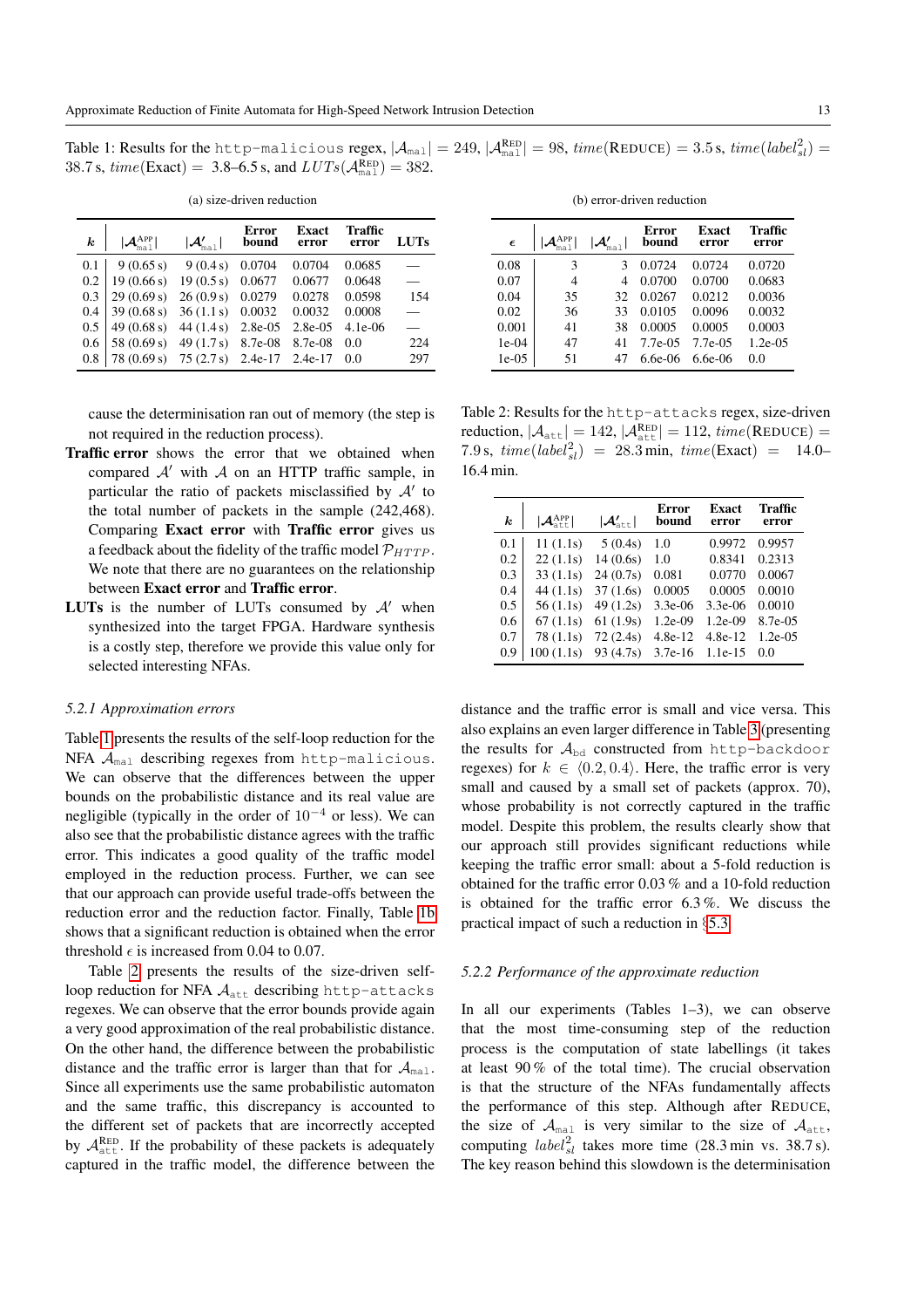Table 1: Results for the `http-malicious` regex, $|\mathcal{A}_{\mathtt{mal}}| = 249$, $|\mathcal{A}^{\mathrm{RED}}_{\mathtt{mal}}| = 98$, $time(\textsc{Reduce}) = 3.5\,\mathrm{s}$, $time(label^2_{sl}) = 38.7\,\mathrm{s}$, $time(\mathrm{Exact}) =$ 3.8–6.5 s, and $LUTs(\mathcal{A}^{\mathrm{RED}}_{\mathtt{mal}}) = 382$.

(a) size-driven reduction

| $k$ | $\lvert\mathcal{A}^{\mathrm{APP}}_{\mathtt{mal}}\rvert$ | $\lvert\mathcal{A}'_{\mathtt{mal}}\rvert$ | Error bound | Exact error | Traffic error | LUTs |
|---|---|---|---|---|---|---|
| 0.1 | 9 (0.65 s) | 9 (0.4 s) | 0.0704 | 0.0704 | 0.0685 | — |
| 0.2 | 19 (0.66 s) | 19 (0.5 s) | 0.0677 | 0.0677 | 0.0648 | — |
| 0.3 | 29 (0.69 s) | 26 (0.9 s) | 0.0279 | 0.0278 | 0.0598 | 154 |
| 0.4 | 39 (0.68 s) | 36 (1.1 s) | 0.0032 | 0.0032 | 0.0008 | — |
| 0.5 | 49 (0.68 s) | 44 (1.4 s) | 2.8e-05 | 2.8e-05 | 4.1e-06 | — |
| 0.6 | 58 (0.69 s) | 49 (1.7 s) | 8.7e-08 | 8.7e-08 | 0.0 | 224 |
| 0.8 | 78 (0.69 s) | 75 (2.7 s) | 2.4e-17 | 2.4e-17 | 0.0 | 297 |

(b) error-driven reduction

| $\epsilon$ | $\lvert\mathcal{A}^{\mathrm{APP}}_{\mathtt{mal}}\rvert$ | $\lvert\mathcal{A}'_{\mathtt{mal}}\rvert$ | Error bound | Exact error | Traffic error |
|---|---|---|---|---|---|
| 0.08 | 3 | 3 | 0.0724 | 0.0724 | 0.0720 |
| 0.07 | 4 | 4 | 0.0700 | 0.0700 | 0.0683 |
| 0.04 | 35 | 32 | 0.0267 | 0.0212 | 0.0036 |
| 0.02 | 36 | 33 | 0.0105 | 0.0096 | 0.0032 |
| 0.001 | 41 | 38 | 0.0005 | 0.0005 | 0.0003 |
| 1e-04 | 47 | 41 | 7.7e-05 | 7.7e-05 | 1.2e-05 |
| 1e-05 | 51 | 47 | 6.6e-06 | 6.6e-06 | 0.0 |

cause the determinisation ran out of memory (the step is not required in the reduction process).

**Traffic error** shows the error that we obtained when compared $\mathcal{A}'$ with $\mathcal{A}$ on an HTTP traffic sample, in particular the ratio of packets misclassified by $\mathcal{A}'$ to the total number of packets in the sample (242,468). Comparing **Exact error** with **Traffic error** gives us a feedback about the fidelity of the traffic model $\mathcal{P}_{HTTP}$. We note that there are no guarantees on the relationship between **Exact error** and **Traffic error**.

**LUTs** is the number of LUTs consumed by $\mathcal{A}'$ when synthesized into the target FPGA. Hardware synthesis is a costly step, therefore we provide this value only for selected interesting NFAs.

### 5.2.1 Approximation errors

Table 1 presents the results of the self-loop reduction for the NFA $\mathcal{A}_{\mathtt{mal}}$ describing regexes from `http-malicious`. We can observe that the differences between the upper bounds on the probabilistic distance and its real value are negligible (typically in the order of $10^{-4}$ or less). We can also see that the probabilistic distance agrees with the traffic error. This indicates a good quality of the traffic model employed in the reduction process. Further, we can see that our approach can provide useful trade-offs between the reduction error and the reduction factor. Finally, Table 1b shows that a significant reduction is obtained when the error threshold $\epsilon$ is increased from 0.04 to 0.07.

Table 2 presents the results of the size-driven self-loop reduction for NFA $\mathcal{A}_{\mathtt{att}}$ describing `http-attacks` regexes. We can observe that the error bounds provide again a very good approximation of the real probabilistic distance. On the other hand, the difference between the probabilistic distance and the traffic error is larger than that for $\mathcal{A}_{\mathtt{mal}}$. Since all experiments use the same probabilistic automaton and the same traffic, this discrepancy is accounted to the different set of packets that are incorrectly accepted by $\mathcal{A}^{\mathrm{RED}}_{\mathtt{att}}$. If the probability of these packets is adequately captured in the traffic model, the difference between the distance and the traffic error is small and vice versa. This also explains an even larger difference in Table 3 (presenting the results for $\mathcal{A}_{\mathtt{bd}}$ constructed from `http-backdoor` regexes) for $k \in \langle 0.2, 0.4\rangle$. Here, the traffic error is very small and caused by a small set of packets (approx. 70), whose probability is not correctly captured in the traffic model. Despite this problem, the results clearly show that our approach still provides significant reductions while keeping the traffic error small: about a 5-fold reduction is obtained for the traffic error 0.03 % and a 10-fold reduction is obtained for the traffic error 6.3 %. We discuss the practical impact of such a reduction in §5.3.

Table 2: Results for the `http-attacks` regex, size-driven reduction, $|\mathcal{A}_{\mathtt{att}}| = 142$, $|\mathcal{A}^{\mathrm{RED}}_{\mathtt{att}}| = 112$, $time(\textsc{Reduce}) = 7.9\,\mathrm{s}$, $time(label^2_{sl}) = 28.3\,\mathrm{min}$, $time(\mathrm{Exact}) =$ 14.0–16.4 min.

| $k$ | $\lvert\mathcal{A}^{\mathrm{APP}}_{\mathtt{att}}\rvert$ | $\lvert\mathcal{A}'_{\mathtt{att}}\rvert$ | Error bound | Exact error | Traffic error |
|---|---|---|---|---|---|
| 0.1 | 11 (1.1s) | 5 (0.4s) | 1.0 | 0.9972 | 0.9957 |
| 0.2 | 22 (1.1s) | 14 (0.6s) | 1.0 | 0.8341 | 0.2313 |
| 0.3 | 33 (1.1s) | 24 (0.7s) | 0.081 | 0.0770 | 0.0067 |
| 0.4 | 44 (1.1s) | 37 (1.6s) | 0.0005 | 0.0005 | 0.0010 |
| 0.5 | 56 (1.1s) | 49 (1.2s) | 3.3e-06 | 3.3e-06 | 0.0010 |
| 0.6 | 67 (1.1s) | 61 (1.9s) | 1.2e-09 | 1.2e-09 | 8.7e-05 |
| 0.7 | 78 (1.1s) | 72 (2.4s) | 4.8e-12 | 4.8e-12 | 1.2e-05 |
| 0.9 | 100 (1.1s) | 93 (4.7s) | 3.7e-16 | 1.1e-15 | 0.0 |

### 5.2.2 Performance of the approximate reduction

In all our experiments (Tables 1–3), we can observe that the most time-consuming step of the reduction process is the computation of state labellings (it takes at least 90 % of the total time). The crucial observation is that the structure of the NFAs fundamentally affects the performance of this step. Although after $\textsc{Reduce}$, the size of $\mathcal{A}_{\mathtt{mal}}$ is very similar to the size of $\mathcal{A}_{\mathtt{att}}$, computing $label^2_{sl}$ takes more time (28.3 min vs. 38.7 s). The key reason behind this slowdown is the determinisation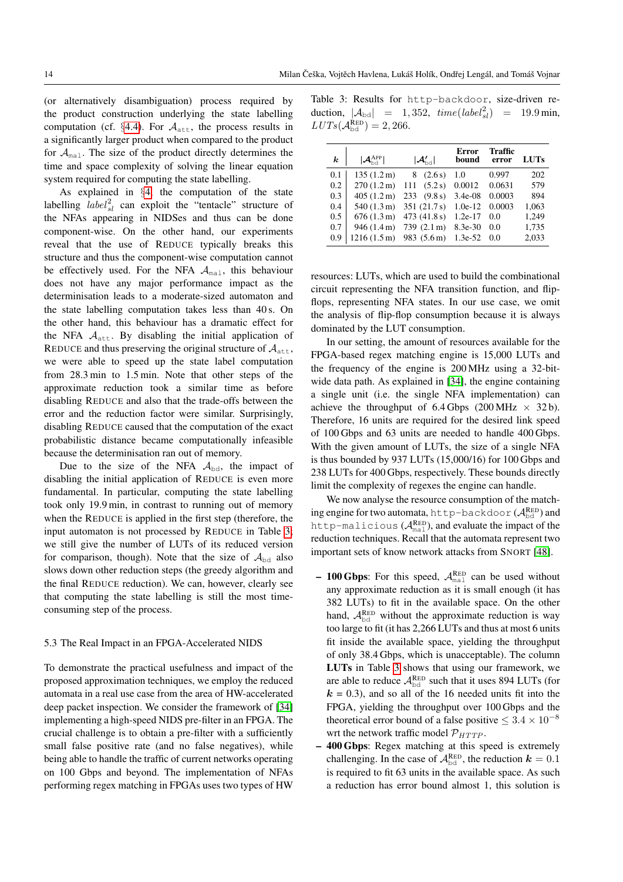(or alternatively disambiguation) process required by the product construction underlying the state labelling computation (cf. §4.4). For $\mathcal{A}_{\mathtt{att}}$, the process results in a significantly larger product when compared to the product for $\mathcal{A}_{\mathtt{mal}}$. The size of the product directly determines the time and space complexity of solving the linear equation system required for computing the state labelling.

As explained in §4, the computation of the state labelling $label^2_{sl}$ can exploit the "tentacle" structure of the NFAs appearing in NIDSes and thus can be done component-wise. On the other hand, our experiments reveal that the use of REDUCE typically breaks this structure and thus the component-wise computation cannot be effectively used. For the NFA $\mathcal{A}_{\mathtt{mal}}$, this behaviour does not have any major performance impact as the determinisation leads to a moderate-sized automaton and the state labelling computation takes less than 40 s. On the other hand, this behaviour has a dramatic effect for the NFA $\mathcal{A}_{\mathtt{att}}$. By disabling the initial application of REDUCE and thus preserving the original structure of $\mathcal{A}_{\mathtt{att}}$, we were able to speed up the state label computation from 28.3 min to 1.5 min. Note that other steps of the approximate reduction took a similar time as before disabling REDUCE and also that the trade-offs between the error and the reduction factor were similar. Surprisingly, disabling REDUCE caused that the computation of the exact probabilistic distance became computationally infeasible because the determinisation ran out of memory.

Due to the size of the NFA $\mathcal{A}_{\mathtt{bd}}$, the impact of disabling the initial application of REDUCE is even more fundamental. In particular, computing the state labelling took only 19.9 min, in contrast to running out of memory when the REDUCE is applied in the first step (therefore, the input automaton is not processed by REDUCE in Table 3; we still give the number of LUTs of its reduced version for comparison, though). Note that the size of $\mathcal{A}_{\mathtt{bd}}$ also slows down other reduction steps (the greedy algorithm and the final REDUCE reduction). We can, however, clearly see that computing the state labelling is still the most time-consuming step of the process.

### 5.3 The Real Impact in an FPGA-Accelerated NIDS

To demonstrate the practical usefulness and impact of the proposed approximation techniques, we employ the reduced automata in a real use case from the area of HW-accelerated deep packet inspection. We consider the framework of [34] implementing a high-speed NIDS pre-filter in an FPGA. The crucial challenge is to obtain a pre-filter with a sufficiently small false positive rate (and no false negatives), while being able to handle the traffic of current networks operating on 100 Gbps and beyond. The implementation of NFAs performing regex matching in FPGAs uses two types of HW

Table 3: Results for `http-backdoor`, size-driven reduction, $|\mathcal{A}_{\mathtt{bd}}| = 1,352$, $time(label^2_{sl}) = 19.9\,\text{min}$, $LUTs(\mathcal{A}^{\text{RED}}_{\mathtt{bd}}) = 2,266$.

| $\boldsymbol{k}$ | $\lvert\mathcal{A}^{\text{APP}}_{\mathtt{bd}}\rvert$ | $\lvert\mathcal{A}'_{\mathtt{bd}}\rvert$ | **Error bound** | **Traffic error** | **LUTs** |
|---|---|---|---|---|---|
| 0.1 | 135 (1.2 m) | 8 (2.6 s) | 1.0 | 0.997 | 202 |
| 0.2 | 270 (1.2 m) | 111 (5.2 s) | 0.0012 | 0.0631 | 579 |
| 0.3 | 405 (1.2 m) | 233 (9.8 s) | 3.4e-08 | 0.0003 | 894 |
| 0.4 | 540 (1.3 m) | 351 (21.7 s) | 1.0e-12 | 0.0003 | 1,063 |
| 0.5 | 676 (1.3 m) | 473 (41.8 s) | 1.2e-17 | 0.0 | 1,249 |
| 0.7 | 946 (1.4 m) | 739 (2.1 m) | 8.3e-30 | 0.0 | 1,735 |
| 0.9 | 1216 (1.5 m) | 983 (5.6 m) | 1.3e-52 | 0.0 | 2,033 |

resources: LUTs, which are used to build the combinational circuit representing the NFA transition function, and flip-flops, representing NFA states. In our use case, we omit the analysis of flip-flop consumption because it is always dominated by the LUT consumption.

In our setting, the amount of resources available for the FPGA-based regex matching engine is 15,000 LUTs and the frequency of the engine is 200 MHz using a 32-bit-wide data path. As explained in [34], the engine containing a single unit (i.e. the single NFA implementation) can achieve the throughput of 6.4 Gbps (200 MHz $\times$ 32 b). Therefore, 16 units are required for the desired link speed of 100 Gbps and 63 units are needed to handle 400 Gbps. With the given amount of LUTs, the size of a single NFA is thus bounded by 937 LUTs (15,000/16) for 100 Gbps and 238 LUTs for 400 Gbps, respectively. These bounds directly limit the complexity of regexes the engine can handle.

We now analyse the resource consumption of the matching engine for two automata, `http-backdoor` ($\mathcal{A}^{\text{RED}}_{\mathtt{bd}}$) and `http-malicious` ($\mathcal{A}^{\text{RED}}_{\mathtt{mal}}$), and evaluate the impact of the reduction techniques. Recall that the automata represent two important sets of know network attacks from SNORT [48].

- **100 Gbps**: For this speed, $\mathcal{A}^{\text{RED}}_{\mathtt{mal}}$ can be used without any approximate reduction as it is small enough (it has 382 LUTs) to fit in the available space. On the other hand, $\mathcal{A}^{\text{RED}}_{\mathtt{bd}}$ without the approximate reduction is way too large to fit (it has 2,266 LUTs and thus at most 6 units fit inside the available space, yielding the throughput of only 38.4 Gbps, which is unacceptable). The column **LUTs** in Table 3 shows that using our framework, we are able to reduce $\mathcal{A}^{\text{RED}}_{\mathtt{bd}}$ such that it uses 894 LUTs (for $\boldsymbol{k} = 0.3$), and so all of the 16 needed units fit into the FPGA, yielding the throughput over 100 Gbps and the theoretical error bound of a false positive $\leq 3.4 \times 10^{-8}$ wrt the network traffic model $\mathcal{P}_{HTTP}$.
- **400 Gbps**: Regex matching at this speed is extremely challenging. In the case of $\mathcal{A}^{\text{RED}}_{\mathtt{bd}}$, the reduction $\boldsymbol{k} = 0.1$ is required to fit 63 units in the available space. As such a reduction has error bound almost 1, this solution is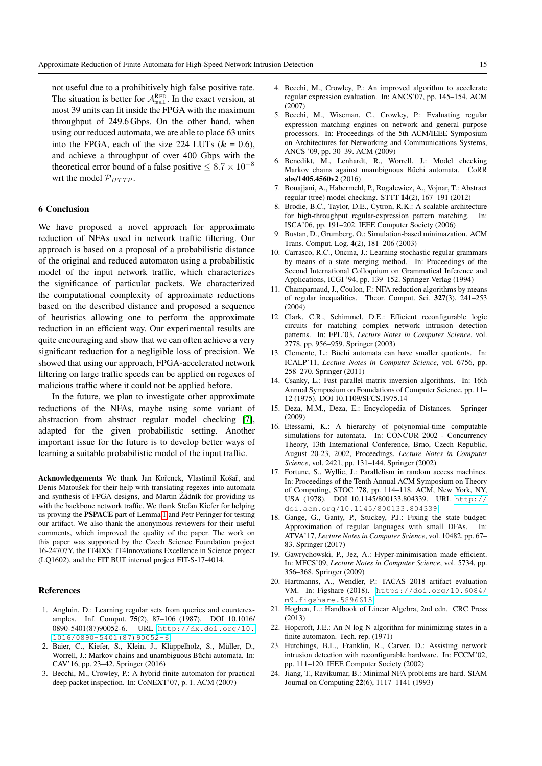not useful due to a prohibitively high false positive rate. The situation is better for $\mathcal{A}^{\text{RED}}_{\texttt{mal}}$. In the exact version, at most 39 units can fit inside the FPGA with the maximum throughput of 249.6 Gbps. On the other hand, when using our reduced automata, we are able to place 63 units into the FPGA, each of the size 224 LUTs ($\boldsymbol{k}$ = 0.6), and achieve a throughput of over 400 Gbps with the theoretical error bound of a false positive $\leq 8.7 \times 10^{-8}$ wrt the model $\mathcal{P}_{HTTP}$.

## 6 Conclusion

We have proposed a novel approach for approximate reduction of NFAs used in network traffic filtering. Our approach is based on a proposal of a probabilistic distance of the original and reduced automaton using a probabilistic model of the input network traffic, which characterizes the significance of particular packets. We characterized the computational complexity of approximate reductions based on the described distance and proposed a sequence of heuristics allowing one to perform the approximate reduction in an efficient way. Our experimental results are quite encouraging and show that we can often achieve a very significant reduction for a negligible loss of precision. We showed that using our approach, FPGA-accelerated network filtering on large traffic speeds can be applied on regexes of malicious traffic where it could not be applied before.

In the future, we plan to investigate other approximate reductions of the NFAs, maybe using some variant of abstraction from abstract regular model checking [7], adapted for the given probabilistic setting. Another important issue for the future is to develop better ways of learning a suitable probabilistic model of the input traffic.

**Acknowledgements** We thank Jan Kořenek, Vlastimil Košař, and Denis Matoušek for their help with translating regexes into automata and synthesis of FPGA designs, and Martin Žádník for providing us with the backbone network traffic. We thank Stefan Kiefer for helping us proving the **PSPACE** part of Lemma 1 and Petr Peringer for testing our artifact. We also thank the anonymous reviewers for their useful comments, which improved the quality of the paper. The work on this paper was supported by the Czech Science Foundation project 16-24707Y, the IT4IXS: IT4Innovations Excellence in Science project (LQ1602), and the FIT BUT internal project FIT-S-17-4014.

## References

1. Angluin, D.: Learning regular sets from queries and counterexamples. Inf. Comput. **75**(2), 87–106 (1987). DOI 10.1016/0890-5401(87)90052-6. URL http://dx.doi.org/10.1016/0890-5401(87)90052-6
2. Baier, C., Kiefer, S., Klein, J., Klüppelholz, S., Müller, D., Worrell, J.: Markov chains and unambiguous Büchi automata. In: CAV'16, pp. 23–42. Springer (2016)
3. Becchi, M., Crowley, P.: A hybrid finite automaton for practical deep packet inspection. In: CoNEXT'07, p. 1. ACM (2007)
4. Becchi, M., Crowley, P.: An improved algorithm to accelerate regular expression evaluation. In: ANCS'07, pp. 145–154. ACM (2007)
5. Becchi, M., Wiseman, C., Crowley, P.: Evaluating regular expression matching engines on network and general purpose processors. In: Proceedings of the 5th ACM/IEEE Symposium on Architectures for Networking and Communications Systems, ANCS '09, pp. 30–39. ACM (2009)
6. Benedikt, M., Lenhardt, R., Worrell, J.: Model checking Markov chains against unambiguous Büchi automata. CoRR **abs/1405.4560v2** (2016)
7. Bouajjani, A., Habermehl, P., Rogalewicz, A., Vojnar, T.: Abstract regular (tree) model checking. STTT **14**(2), 167–191 (2012)
8. Brodie, B.C., Taylor, D.E., Cytron, R.K.: A scalable architecture for high-throughput regular-expression pattern matching. In: ISCA'06, pp. 191–202. IEEE Computer Society (2006)
9. Bustan, D., Grumberg, O.: Simulation-based minimazation. ACM Trans. Comput. Log. **4**(2), 181–206 (2003)
10. Carrasco, R.C., Oncina, J.: Learning stochastic regular grammars by means of a state merging method. In: Proceedings of the Second International Colloquium on Grammatical Inference and Applications, ICGI '94, pp. 139–152. Springer-Verlag (1994)
11. Champarnaud, J., Coulon, F.: NFA reduction algorithms by means of regular inequalities. Theor. Comput. Sci. **327**(3), 241–253 (2004)
12. Clark, C.R., Schimmel, D.E.: Efficient reconfigurable logic circuits for matching complex network intrusion detection patterns. In: FPL'03, *Lecture Notes in Computer Science*, vol. 2778, pp. 956–959. Springer (2003)
13. Clemente, L.: Büchi automata can have smaller quotients. In: ICALP'11, *Lecture Notes in Computer Science*, vol. 6756, pp. 258–270. Springer (2011)
14. Csanky, L.: Fast parallel matrix inversion algorithms. In: 16th Annual Symposium on Foundations of Computer Science, pp. 11–12 (1975). DOI 10.1109/SFCS.1975.14
15. Deza, M.M., Deza, E.: Encyclopedia of Distances. Springer (2009)
16. Etessami, K.: A hierarchy of polynomial-time computable simulations for automata. In: CONCUR 2002 - Concurrency Theory, 13th International Conference, Brno, Czech Republic, August 20-23, 2002, Proceedings, *Lecture Notes in Computer Science*, vol. 2421, pp. 131–144. Springer (2002)
17. Fortune, S., Wyllie, J.: Parallelism in random access machines. In: Proceedings of the Tenth Annual ACM Symposium on Theory of Computing, STOC '78, pp. 114–118. ACM, New York, NY, USA (1978). DOI 10.1145/800133.804339. URL http://doi.acm.org/10.1145/800133.804339
18. Gange, G., Ganty, P., Stuckey, P.J.: Fixing the state budget: Approximation of regular languages with small DFAs. In: ATVA'17, *Lecture Notes in Computer Science*, vol. 10482, pp. 67–83. Springer (2017)
19. Gawrychowski, P., Jez, A.: Hyper-minimisation made efficient. In: MFCS'09, *Lecture Notes in Computer Science*, vol. 5734, pp. 356–368. Springer (2009)
20. Hartmanns, A., Wendler, P.: TACAS 2018 artifact evaluation VM. In: Figshare (2018). https://doi.org/10.6084/m9.figshare.5896615
21. Hogben, L.: Handbook of Linear Algebra, 2nd edn. CRC Press (2013)
22. Hopcroft, J.E.: An N log N algorithm for minimizing states in a finite automaton. Tech. rep. (1971)
23. Hutchings, B.L., Franklin, R., Carver, D.: Assisting network intrusion detection with reconfigurable hardware. In: FCCM'02, pp. 111–120. IEEE Computer Society (2002)
24. Jiang, T., Ravikumar, B.: Minimal NFA problems are hard. SIAM Journal on Computing **22**(6), 1117–1141 (1993)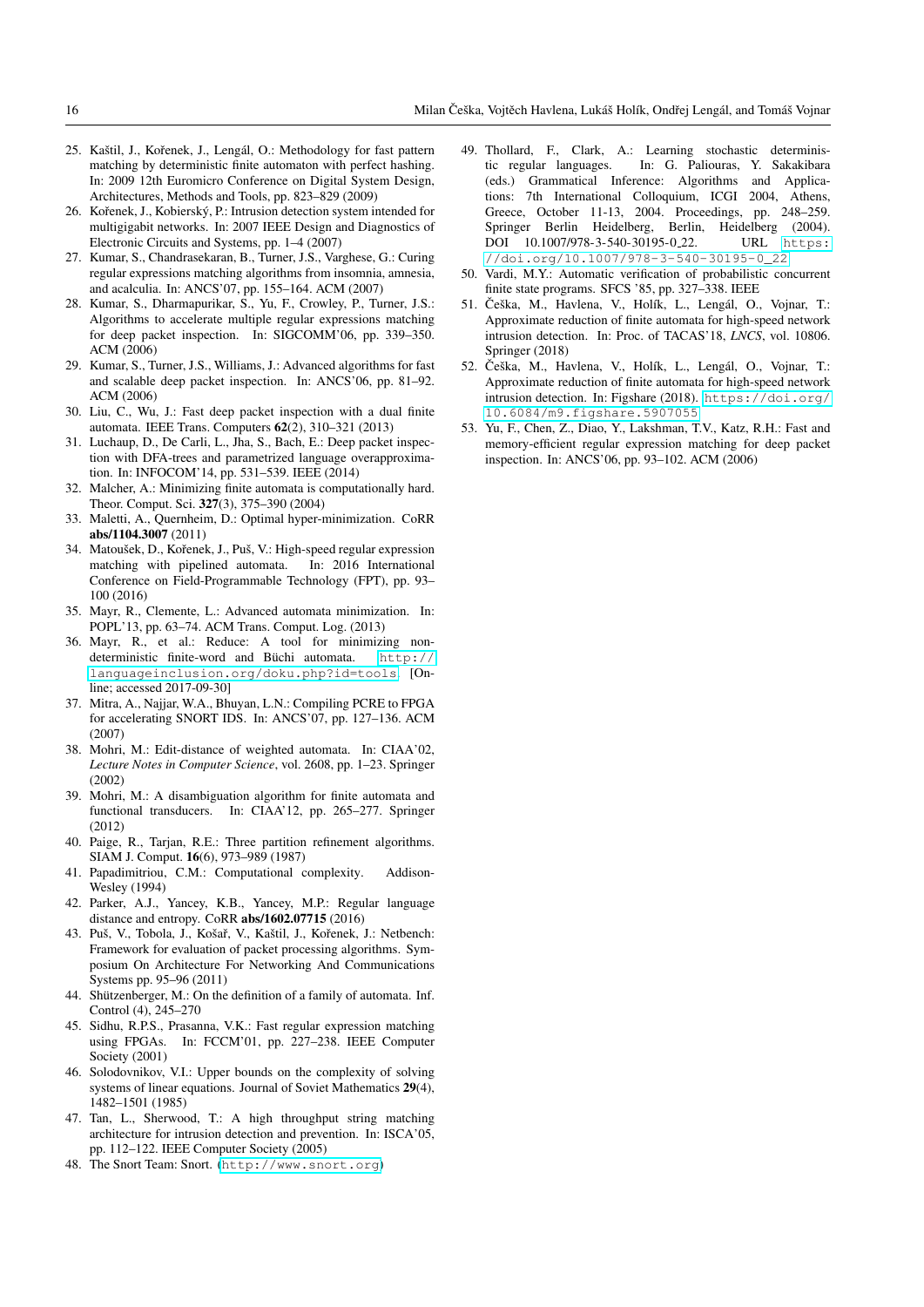25. Kaštil, J., Kořenek, J., Lengál, O.: Methodology for fast pattern matching by deterministic finite automaton with perfect hashing. In: 2009 12th Euromicro Conference on Digital System Design, Architectures, Methods and Tools, pp. 823–829 (2009)
26. Kořenek, J., Kobierský, P.: Intrusion detection system intended for multigigabit networks. In: 2007 IEEE Design and Diagnostics of Electronic Circuits and Systems, pp. 1–4 (2007)
27. Kumar, S., Chandrasekaran, B., Turner, J.S., Varghese, G.: Curing regular expressions matching algorithms from insomnia, amnesia, and acalculia. In: ANCS'07, pp. 155–164. ACM (2007)
28. Kumar, S., Dharmapurikar, S., Yu, F., Crowley, P., Turner, J.S.: Algorithms to accelerate multiple regular expressions matching for deep packet inspection. In: SIGCOMM'06, pp. 339–350. ACM (2006)
29. Kumar, S., Turner, J.S., Williams, J.: Advanced algorithms for fast and scalable deep packet inspection. In: ANCS'06, pp. 81–92. ACM (2006)
30. Liu, C., Wu, J.: Fast deep packet inspection with a dual finite automata. IEEE Trans. Computers **62**(2), 310–321 (2013)
31. Luchaup, D., De Carli, L., Jha, S., Bach, E.: Deep packet inspection with DFA-trees and parametrized language overapproximation. In: INFOCOM'14, pp. 531–539. IEEE (2014)
32. Malcher, A.: Minimizing finite automata is computationally hard. Theor. Comput. Sci. **327**(3), 375–390 (2004)
33. Maletti, A., Quernheim, D.: Optimal hyper-minimization. CoRR **abs/1104.3007** (2011)
34. Matoušek, D., Kořenek, J., Puš, V.: High-speed regular expression matching with pipelined automata. In: 2016 International Conference on Field-Programmable Technology (FPT), pp. 93–100 (2016)
35. Mayr, R., Clemente, L.: Advanced automata minimization. In: POPL'13, pp. 63–74. ACM Trans. Comput. Log. (2013)
36. Mayr, R., et al.: Reduce: A tool for minimizing non-deterministic finite-word and Büchi automata. http://languageinclusion.org/doku.php?id=tools [Online; accessed 2017-09-30]
37. Mitra, A., Najjar, W.A., Bhuyan, L.N.: Compiling PCRE to FPGA for accelerating SNORT IDS. In: ANCS'07, pp. 127–136. ACM (2007)
38. Mohri, M.: Edit-distance of weighted automata. In: CIAA'02, *Lecture Notes in Computer Science*, vol. 2608, pp. 1–23. Springer (2002)
39. Mohri, M.: A disambiguation algorithm for finite automata and functional transducers. In: CIAA'12, pp. 265–277. Springer (2012)
40. Paige, R., Tarjan, R.E.: Three partition refinement algorithms. SIAM J. Comput. **16**(6), 973–989 (1987)
41. Papadimitriou, C.M.: Computational complexity. Addison-Wesley (1994)
42. Parker, A.J., Yancey, K.B., Yancey, M.P.: Regular language distance and entropy. CoRR **abs/1602.07715** (2016)
43. Puš, V., Tobola, J., Košař, V., Kaštil, J., Kořenek, J.: Netbench: Framework for evaluation of packet processing algorithms. Symposium On Architecture For Networking And Communications Systems pp. 95–96 (2011)
44. Shützenberger, M.: On the definition of a family of automata. Inf. Control (4), 245–270
45. Sidhu, R.P.S., Prasanna, V.K.: Fast regular expression matching using FPGAs. In: FCCM'01, pp. 227–238. IEEE Computer Society (2001)
46. Solodovnikov, V.I.: Upper bounds on the complexity of solving systems of linear equations. Journal of Soviet Mathematics **29**(4), 1482–1501 (1985)
47. Tan, L., Sherwood, T.: A high throughput string matching architecture for intrusion detection and prevention. In: ISCA'05, pp. 112–122. IEEE Computer Society (2005)
48. The Snort Team: Snort. (http://www.snort.org)
49. Thollard, F., Clark, A.: Learning stochastic deterministic regular languages. In: G. Paliouras, Y. Sakakibara (eds.) Grammatical Inference: Algorithms and Applications: 7th International Colloquium, ICGI 2004, Athens, Greece, October 11-13, 2004. Proceedings, pp. 248–259. Springer Berlin Heidelberg, Berlin, Heidelberg (2004). DOI 10.1007/978-3-540-30195-0_22. URL https://doi.org/10.1007/978-3-540-30195-0_22
50. Vardi, M.Y.: Automatic verification of probabilistic concurrent finite state programs. SFCS '85, pp. 327–338. IEEE
51. Češka, M., Havlena, V., Holík, L., Lengál, O., Vojnar, T.: Approximate reduction of finite automata for high-speed network intrusion detection. In: Proc. of TACAS'18, *LNCS*, vol. 10806. Springer (2018)
52. Češka, M., Havlena, V., Holík, L., Lengál, O., Vojnar, T.: Approximate reduction of finite automata for high-speed network intrusion detection. In: Figshare (2018). https://doi.org/10.6084/m9.figshare.5907055
53. Yu, F., Chen, Z., Diao, Y., Lakshman, T.V., Katz, R.H.: Fast and memory-efficient regular expression matching for deep packet inspection. In: ANCS'06, pp. 93–102. ACM (2006)